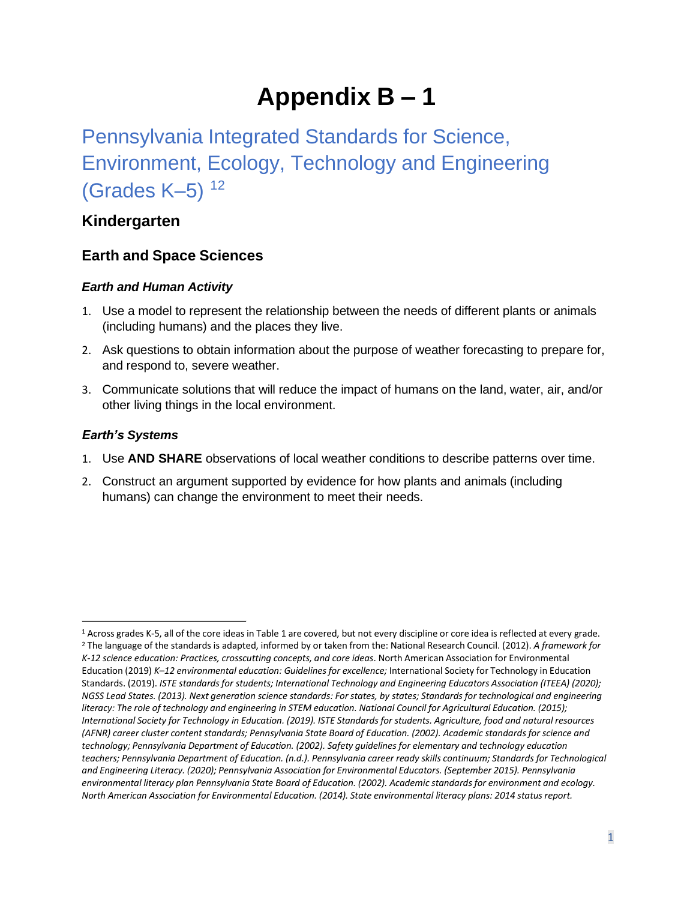# Appendix B – 1

## Pennsylvania Integrated Standards for Science, Environment, Ecology, Technology and Engineering (Grades K–5) [1][2]

### Kindergarten

### Earth and Space Sciences

#### *Earth and Human Activity*

1. Use a model to represent the relationship between the needs of different plants or animals (including humans) and the places they live.
2. Ask questions to obtain information about the purpose of weather forecasting to prepare for, and respond to, severe weather.
3. Communicate solutions that will reduce the impact of humans on the land, water, air, and/or other living things in the local environment.

#### *Earth's Systems*

1. Use **AND SHARE** observations of local weather conditions to describe patterns over time.
2. Construct an argument supported by evidence for how plants and animals (including humans) can change the environment to meet their needs.

---

[1] Across grades K-5, all of the core ideas in Table 1 are covered, but not every discipline or core idea is reflected at every grade.

[2] The language of the standards is adapted, informed by or taken from the: National Research Council. (2012). *A framework for K-12 science education: Practices, crosscutting concepts, and core ideas*. North American Association for Environmental Education (2019) *K–12 environmental education: Guidelines for excellence;* International Society for Technology in Education Standards. (2019). *ISTE standards for students; International Technology and Engineering Educators Association (ITEEA) (2020); NGSS Lead States. (2013). Next generation science standards: For states, by states; Standards for technological and engineering literacy: The role of technology and engineering in STEM education. National Council for Agricultural Education. (2015); International Society for Technology in Education. (2019). ISTE Standards for students. Agriculture, food and natural resources (AFNR) career cluster content standards; Pennsylvania State Board of Education. (2002). Academic standards for science and technology; Pennsylvania Department of Education. (2002). Safety guidelines for elementary and technology education teachers; Pennsylvania Department of Education. (n.d.). Pennsylvania career ready skills continuum; Standards for Technological and Engineering Literacy. (2020); Pennsylvania Association for Environmental Educators. (September 2015). Pennsylvania environmental literacy plan Pennsylvania State Board of Education. (2002). Academic standards for environment and ecology. North American Association for Environmental Education. (2014). State environmental literacy plans: 2014 status report.*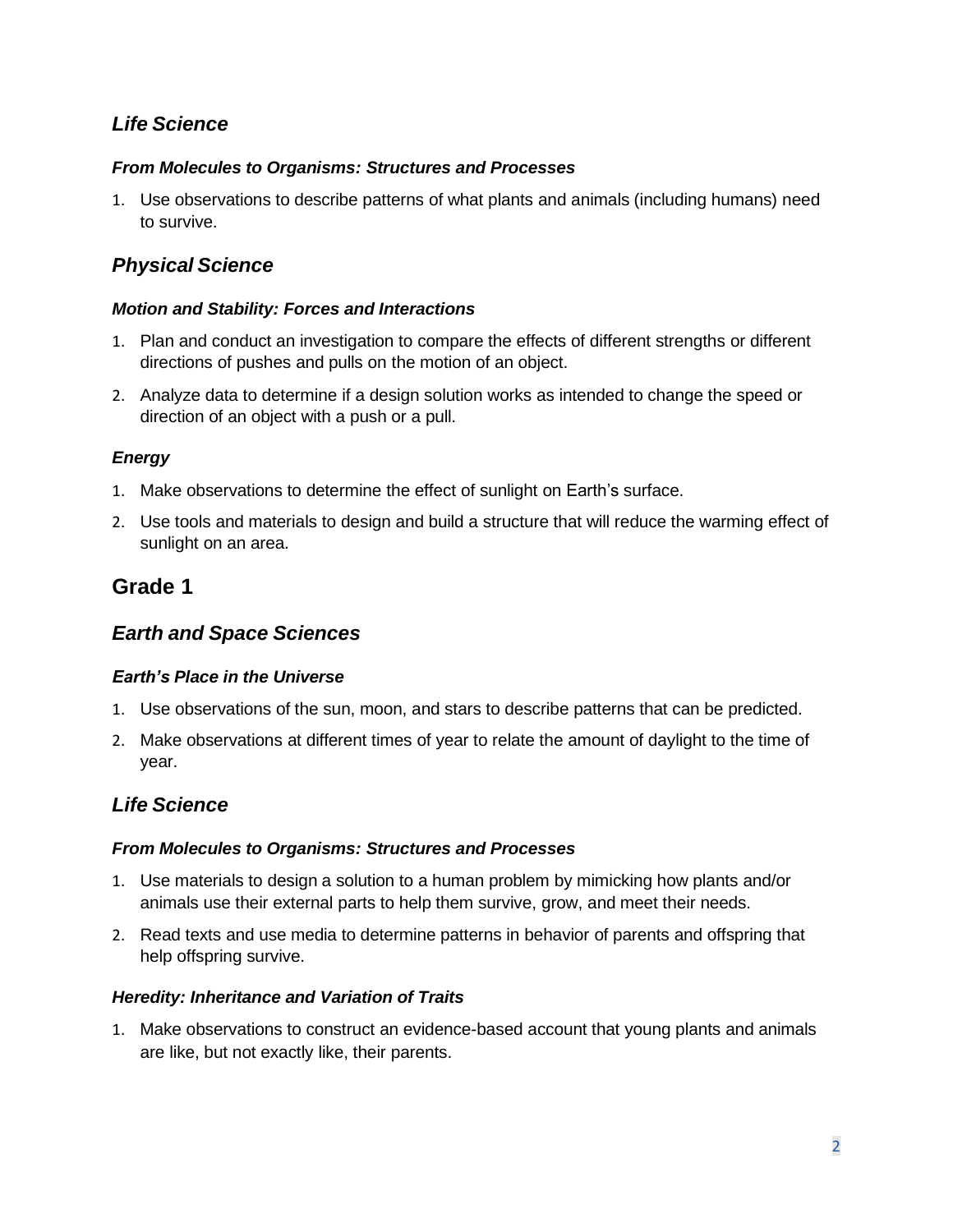## *Life Science*

#### *From Molecules to Organisms: Structures and Processes*

1. Use observations to describe patterns of what plants and animals (including humans) need to survive.

## *Physical Science*

#### *Motion and Stability: Forces and Interactions*

1. Plan and conduct an investigation to compare the effects of different strengths or different directions of pushes and pulls on the motion of an object.
2. Analyze data to determine if a design solution works as intended to change the speed or direction of an object with a push or a pull.

#### *Energy*

1. Make observations to determine the effect of sunlight on Earth's surface.
2. Use tools and materials to design and build a structure that will reduce the warming effect of sunlight on an area.

# Grade 1

## *Earth and Space Sciences*

#### *Earth's Place in the Universe*

1. Use observations of the sun, moon, and stars to describe patterns that can be predicted.
2. Make observations at different times of year to relate the amount of daylight to the time of year.

## *Life Science*

#### *From Molecules to Organisms: Structures and Processes*

1. Use materials to design a solution to a human problem by mimicking how plants and/or animals use their external parts to help them survive, grow, and meet their needs.
2. Read texts and use media to determine patterns in behavior of parents and offspring that help offspring survive.

#### *Heredity: Inheritance and Variation of Traits*

1. Make observations to construct an evidence-based account that young plants and animals are like, but not exactly like, their parents.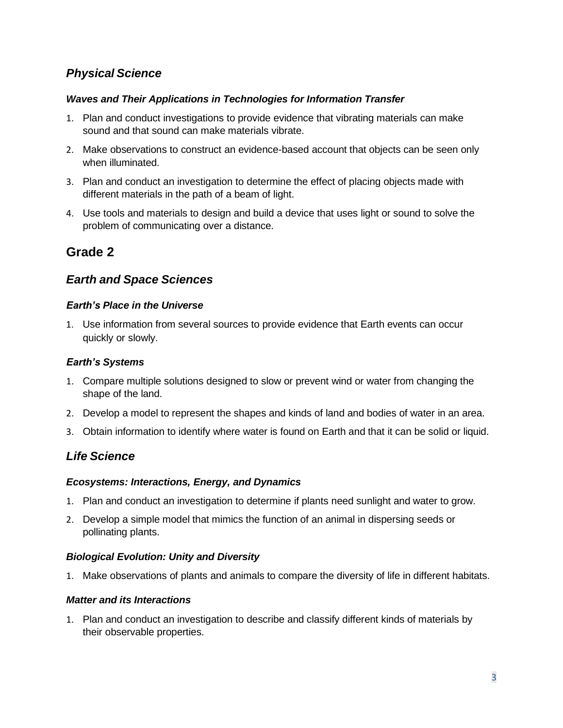### *Physical Science*

#### *Waves and Their Applications in Technologies for Information Transfer*

1. Plan and conduct investigations to provide evidence that vibrating materials can make sound and that sound can make materials vibrate.
2. Make observations to construct an evidence-based account that objects can be seen only when illuminated.
3. Plan and conduct an investigation to determine the effect of placing objects made with different materials in the path of a beam of light.
4. Use tools and materials to design and build a device that uses light or sound to solve the problem of communicating over a distance.

## Grade 2

### *Earth and Space Sciences*

#### *Earth's Place in the Universe*

1. Use information from several sources to provide evidence that Earth events can occur quickly or slowly.

#### *Earth's Systems*

1. Compare multiple solutions designed to slow or prevent wind or water from changing the shape of the land.
2. Develop a model to represent the shapes and kinds of land and bodies of water in an area.
3. Obtain information to identify where water is found on Earth and that it can be solid or liquid.

### *Life Science*

#### *Ecosystems: Interactions, Energy, and Dynamics*

1. Plan and conduct an investigation to determine if plants need sunlight and water to grow.
2. Develop a simple model that mimics the function of an animal in dispersing seeds or pollinating plants.

#### *Biological Evolution: Unity and Diversity*

1. Make observations of plants and animals to compare the diversity of life in different habitats.

#### *Matter and its Interactions*

1. Plan and conduct an investigation to describe and classify different kinds of materials by their observable properties.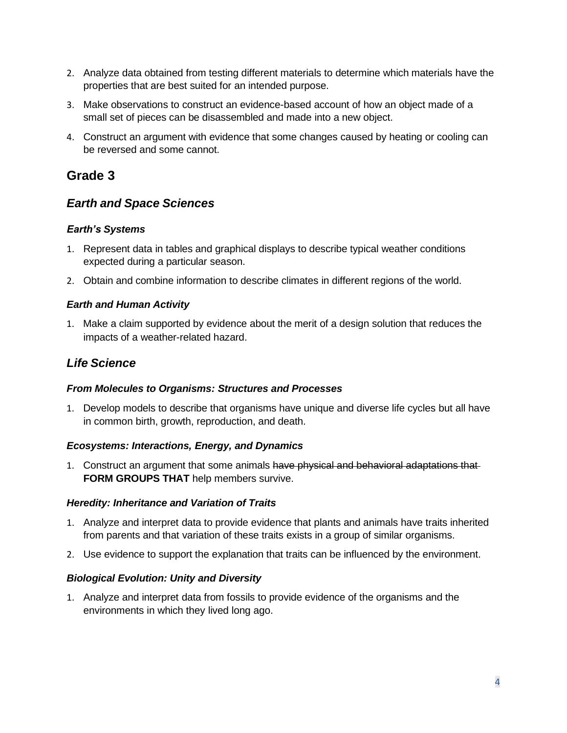2. Analyze data obtained from testing different materials to determine which materials have the properties that are best suited for an intended purpose.
3. Make observations to construct an evidence-based account of how an object made of a small set of pieces can be disassembled and made into a new object.
4. Construct an argument with evidence that some changes caused by heating or cooling can be reversed and some cannot.

## Grade 3

### *Earth and Space Sciences*

#### *Earth's Systems*

1. Represent data in tables and graphical displays to describe typical weather conditions expected during a particular season.
2. Obtain and combine information to describe climates in different regions of the world.

#### *Earth and Human Activity*

1. Make a claim supported by evidence about the merit of a design solution that reduces the impacts of a weather-related hazard.

### *Life Science*

#### *From Molecules to Organisms: Structures and Processes*

1. Develop models to describe that organisms have unique and diverse life cycles but all have in common birth, growth, reproduction, and death.

#### *Ecosystems: Interactions, Energy, and Dynamics*

1. Construct an argument that some animals ~~have physical and behavioral adaptations that~~ **FORM GROUPS THAT** help members survive.

#### *Heredity: Inheritance and Variation of Traits*

1. Analyze and interpret data to provide evidence that plants and animals have traits inherited from parents and that variation of these traits exists in a group of similar organisms.
2. Use evidence to support the explanation that traits can be influenced by the environment.

#### *Biological Evolution: Unity and Diversity*

1. Analyze and interpret data from fossils to provide evidence of the organisms and the environments in which they lived long ago.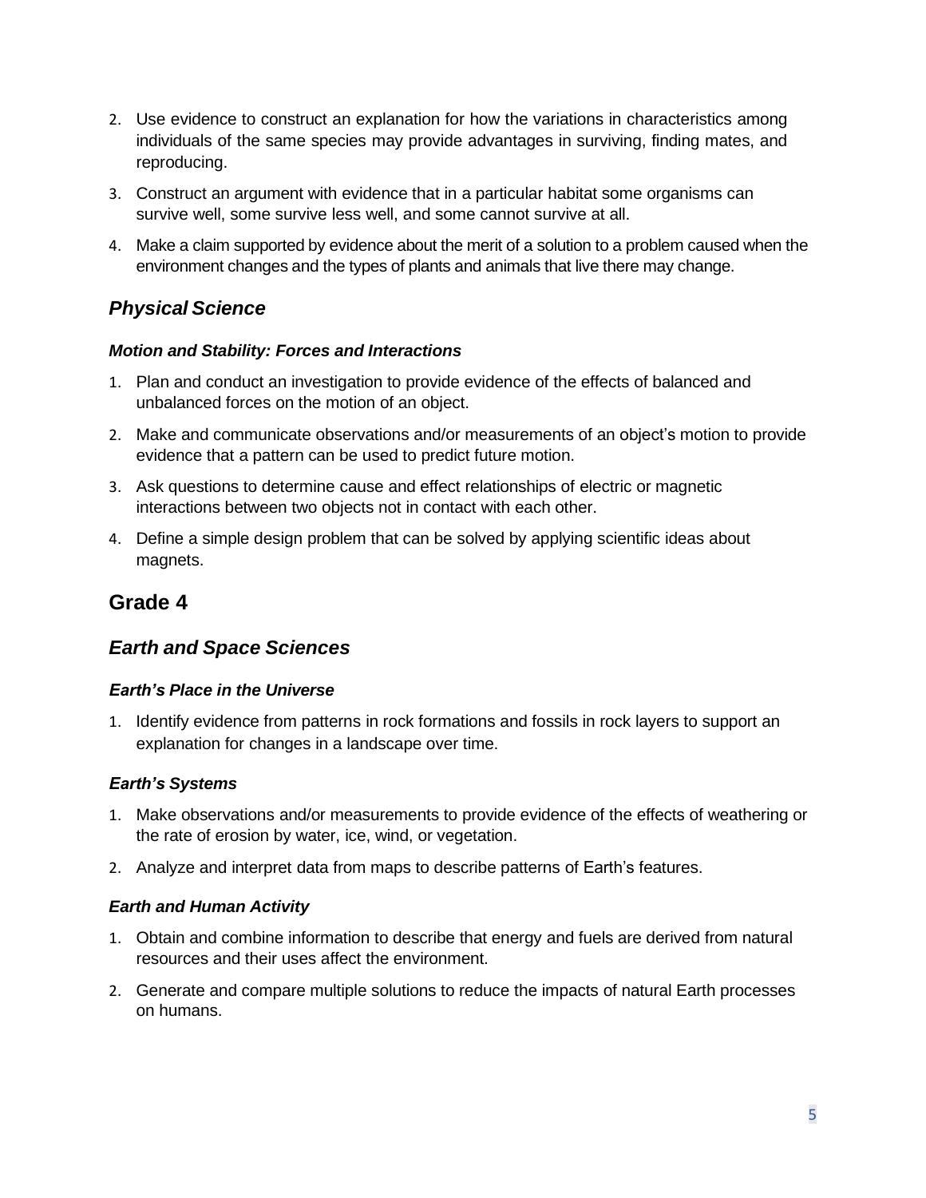2. Use evidence to construct an explanation for how the variations in characteristics among individuals of the same species may provide advantages in surviving, finding mates, and reproducing.
3. Construct an argument with evidence that in a particular habitat some organisms can survive well, some survive less well, and some cannot survive at all.
4. Make a claim supported by evidence about the merit of a solution to a problem caused when the environment changes and the types of plants and animals that live there may change.

### *Physical Science*

#### *Motion and Stability: Forces and Interactions*

1. Plan and conduct an investigation to provide evidence of the effects of balanced and unbalanced forces on the motion of an object.
2. Make and communicate observations and/or measurements of an object's motion to provide evidence that a pattern can be used to predict future motion.
3. Ask questions to determine cause and effect relationships of electric or magnetic interactions between two objects not in contact with each other.
4. Define a simple design problem that can be solved by applying scientific ideas about magnets.

## Grade 4

### *Earth and Space Sciences*

#### *Earth's Place in the Universe*

1. Identify evidence from patterns in rock formations and fossils in rock layers to support an explanation for changes in a landscape over time.

#### *Earth's Systems*

1. Make observations and/or measurements to provide evidence of the effects of weathering or the rate of erosion by water, ice, wind, or vegetation.
2. Analyze and interpret data from maps to describe patterns of Earth's features.

#### *Earth and Human Activity*

1. Obtain and combine information to describe that energy and fuels are derived from natural resources and their uses affect the environment.
2. Generate and compare multiple solutions to reduce the impacts of natural Earth processes on humans.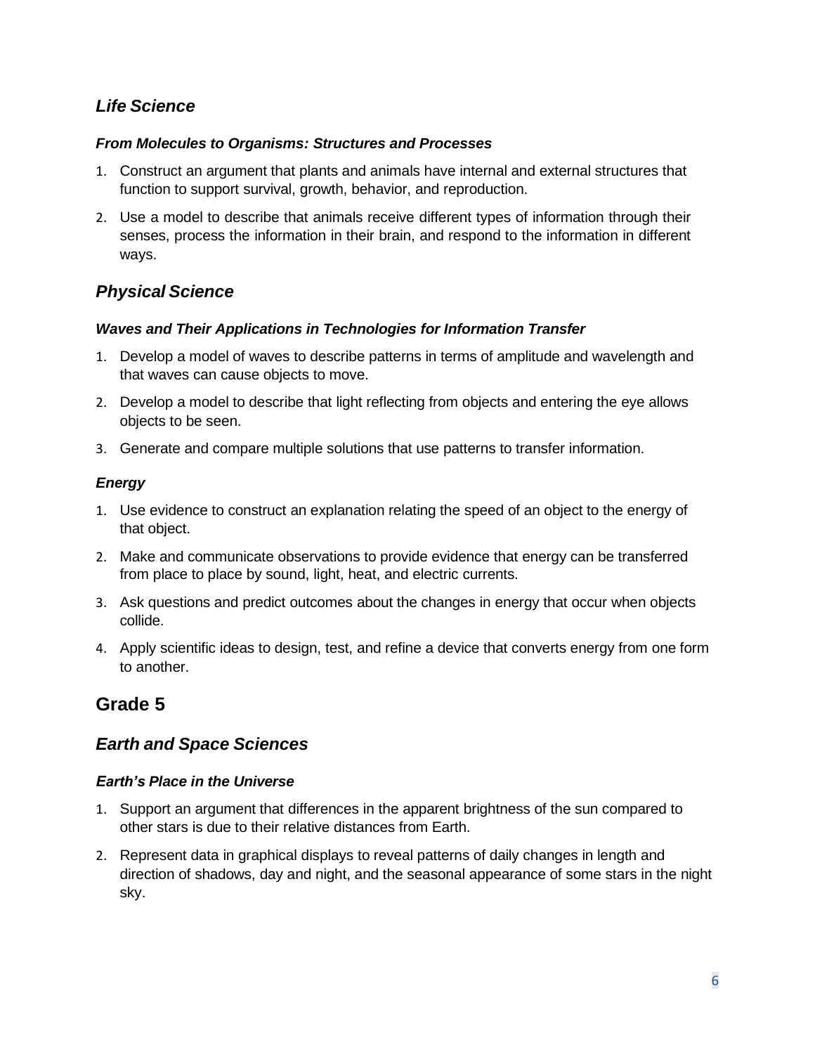## *Life Science*

#### *From Molecules to Organisms: Structures and Processes*

1. Construct an argument that plants and animals have internal and external structures that function to support survival, growth, behavior, and reproduction.
2. Use a model to describe that animals receive different types of information through their senses, process the information in their brain, and respond to the information in different ways.

## *Physical Science*

#### *Waves and Their Applications in Technologies for Information Transfer*

1. Develop a model of waves to describe patterns in terms of amplitude and wavelength and that waves can cause objects to move.
2. Develop a model to describe that light reflecting from objects and entering the eye allows objects to be seen.
3. Generate and compare multiple solutions that use patterns to transfer information.

#### *Energy*

1. Use evidence to construct an explanation relating the speed of an object to the energy of that object.
2. Make and communicate observations to provide evidence that energy can be transferred from place to place by sound, light, heat, and electric currents.
3. Ask questions and predict outcomes about the changes in energy that occur when objects collide.
4. Apply scientific ideas to design, test, and refine a device that converts energy from one form to another.

# Grade 5

## *Earth and Space Sciences*

#### *Earth's Place in the Universe*

1. Support an argument that differences in the apparent brightness of the sun compared to other stars is due to their relative distances from Earth.
2. Represent data in graphical displays to reveal patterns of daily changes in length and direction of shadows, day and night, and the seasonal appearance of some stars in the night sky.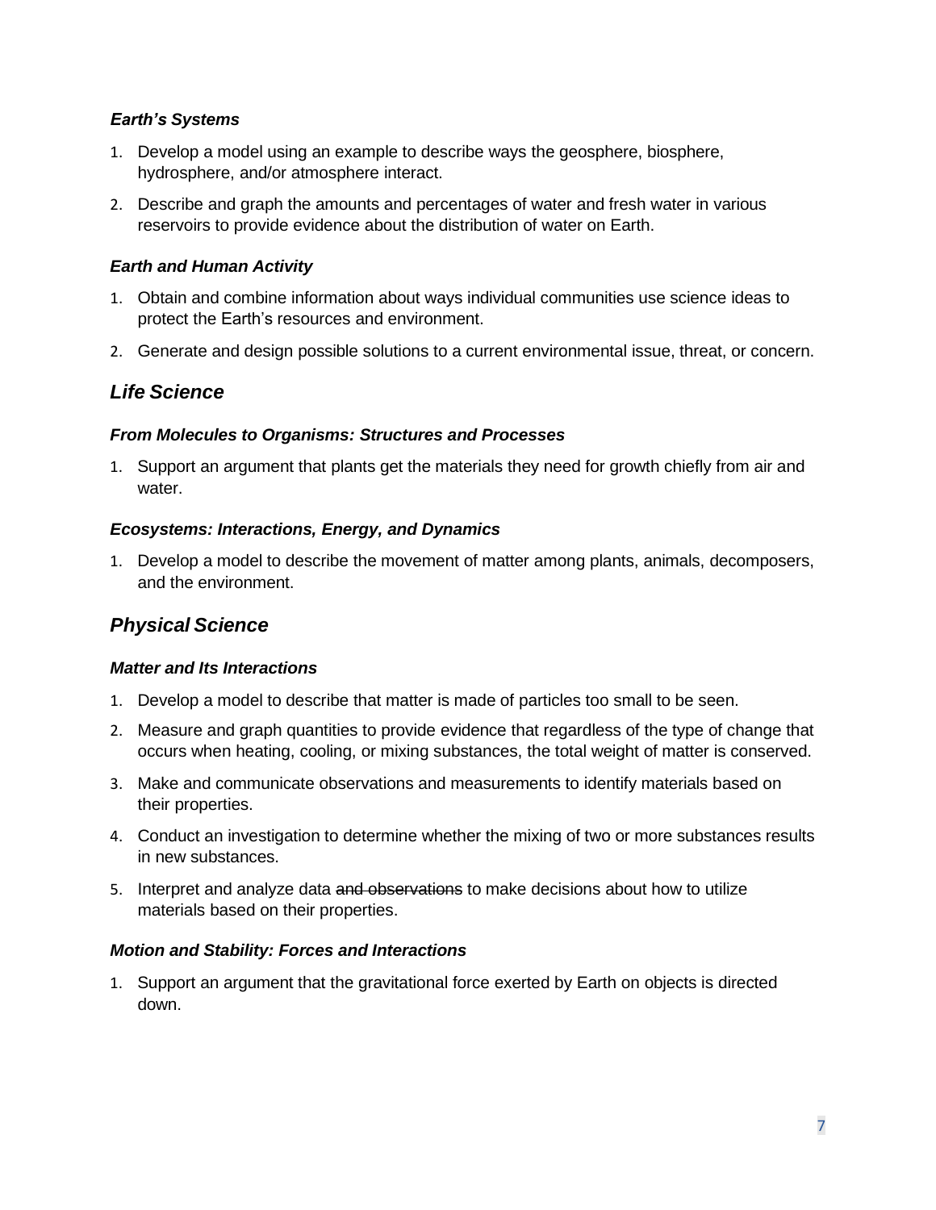### *Earth's Systems*

1. Develop a model using an example to describe ways the geosphere, biosphere, hydrosphere, and/or atmosphere interact.
2. Describe and graph the amounts and percentages of water and fresh water in various reservoirs to provide evidence about the distribution of water on Earth.

### *Earth and Human Activity*

1. Obtain and combine information about ways individual communities use science ideas to protect the Earth's resources and environment.
2. Generate and design possible solutions to a current environmental issue, threat, or concern.

## *Life Science*

### *From Molecules to Organisms: Structures and Processes*

1. Support an argument that plants get the materials they need for growth chiefly from air and water.

### *Ecosystems: Interactions, Energy, and Dynamics*

1. Develop a model to describe the movement of matter among plants, animals, decomposers, and the environment.

## *Physical Science*

### *Matter and Its Interactions*

1. Develop a model to describe that matter is made of particles too small to be seen.
2. Measure and graph quantities to provide evidence that regardless of the type of change that occurs when heating, cooling, or mixing substances, the total weight of matter is conserved.
3. Make and communicate observations and measurements to identify materials based on their properties.
4. Conduct an investigation to determine whether the mixing of two or more substances results in new substances.
5. Interpret and analyze data ~~and observations~~ to make decisions about how to utilize materials based on their properties.

### *Motion and Stability: Forces and Interactions*

1. Support an argument that the gravitational force exerted by Earth on objects is directed down.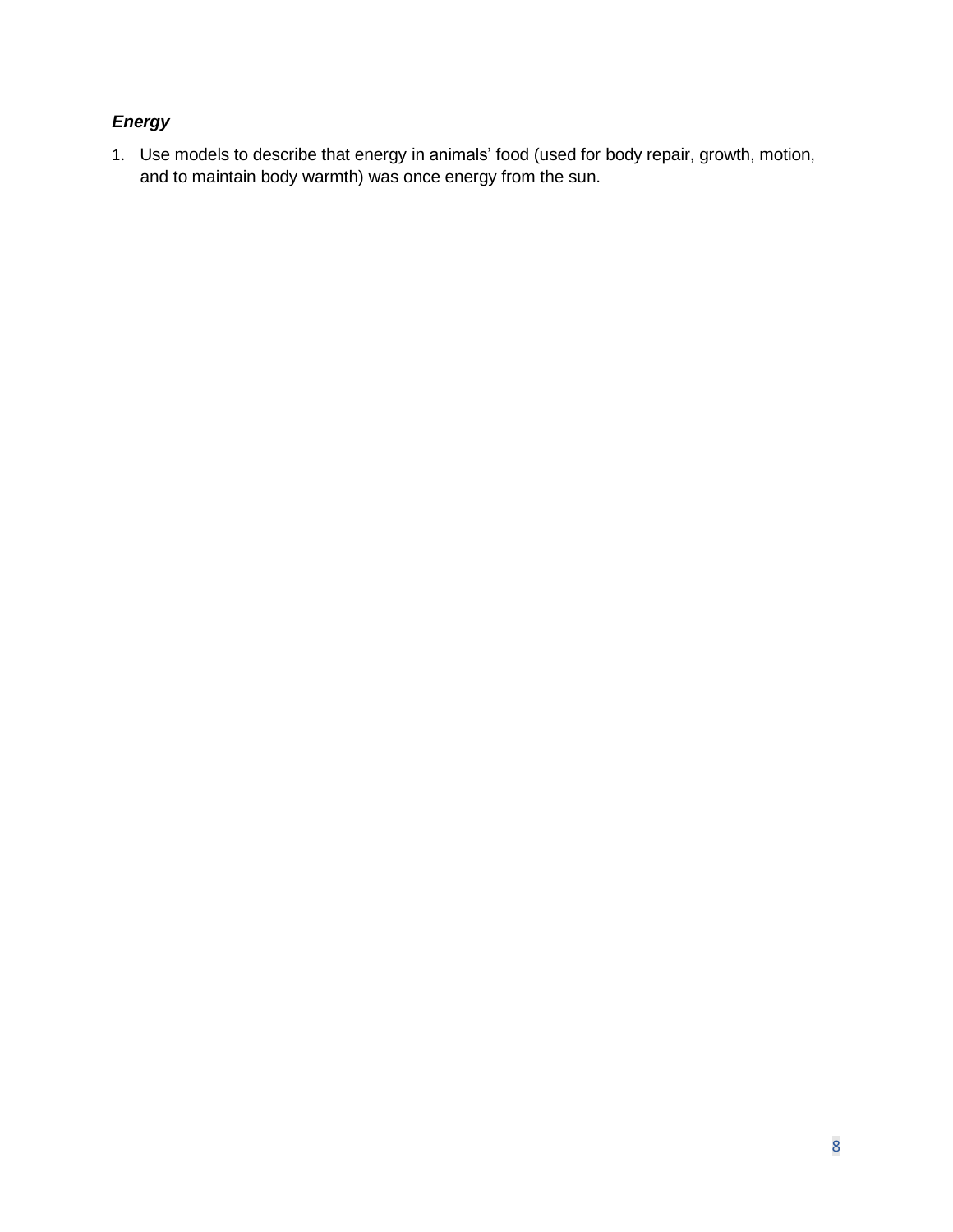***Energy***

1. Use models to describe that energy in animals’ food (used for body repair, growth, motion, and to maintain body warmth) was once energy from the sun.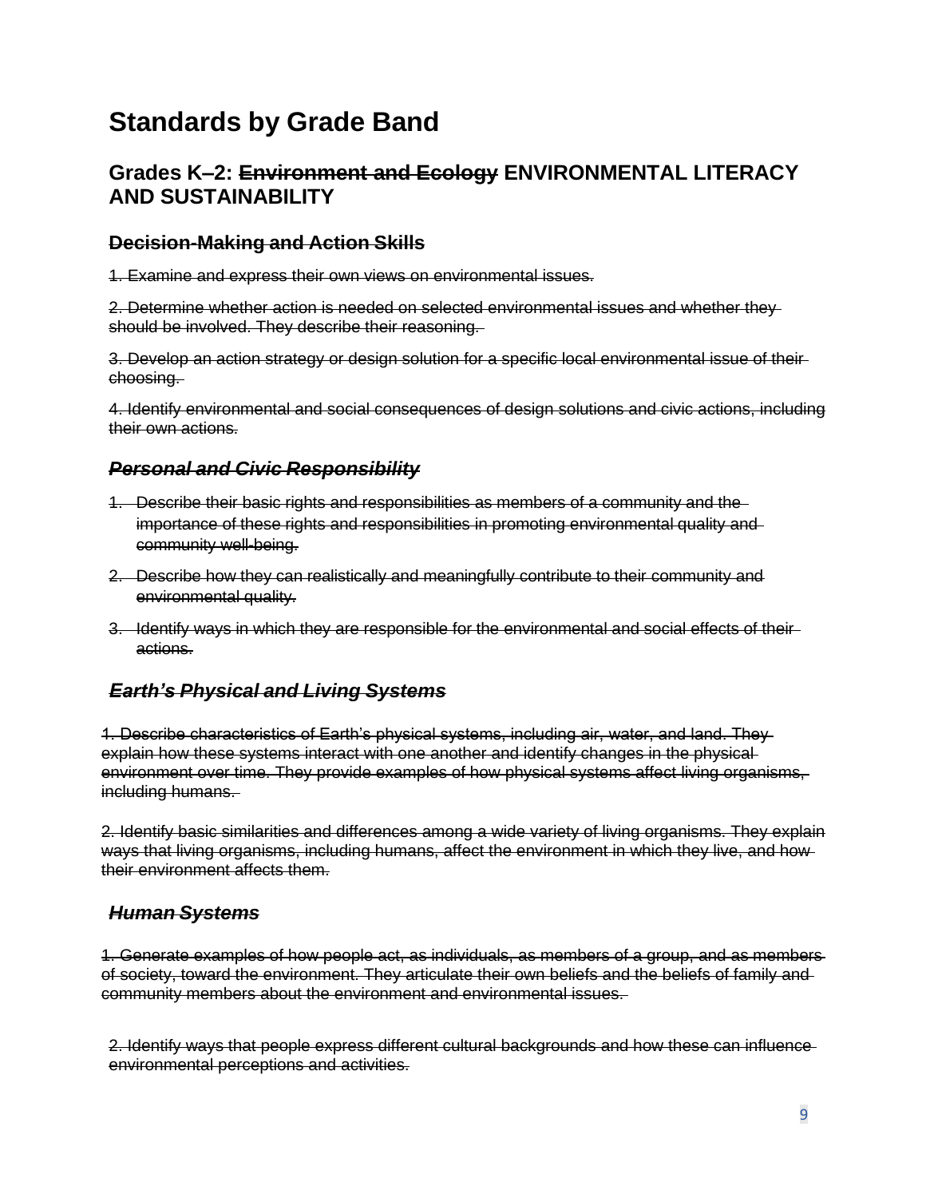# Standards by Grade Band

## Grades K–2: ~~Environment and Ecology~~ ENVIRONMENTAL LITERACY AND SUSTAINABILITY

### ~~Decision-Making and Action Skills~~

~~1. Examine and express their own views on environmental issues.~~

~~2. Determine whether action is needed on selected environmental issues and whether they should be involved. They describe their reasoning.~~

~~3. Develop an action strategy or design solution for a specific local environmental issue of their choosing.~~

~~4. Identify environmental and social consequences of design solutions and civic actions, including their own actions.~~

### ~~*Personal and Civic Responsibility*~~

1. ~~Describe their basic rights and responsibilities as members of a community and the importance of these rights and responsibilities in promoting environmental quality and community well-being.~~
2. ~~Describe how they can realistically and meaningfully contribute to their community and environmental quality.~~
3. ~~Identify ways in which they are responsible for the environmental and social effects of their actions.~~

### ~~*Earth's Physical and Living Systems*~~

~~1. Describe characteristics of Earth's physical systems, including air, water, and land. They explain how these systems interact with one another and identify changes in the physical environment over time. They provide examples of how physical systems affect living organisms, including humans.~~

~~2. Identify basic similarities and differences among a wide variety of living organisms. They explain ways that living organisms, including humans, affect the environment in which they live, and how their environment affects them.~~

### ~~*Human Systems*~~

~~1. Generate examples of how people act, as individuals, as members of a group, and as members of society, toward the environment. They articulate their own beliefs and the beliefs of family and community members about the environment and environmental issues.~~

~~2. Identify ways that people express different cultural backgrounds and how these can influence environmental perceptions and activities.~~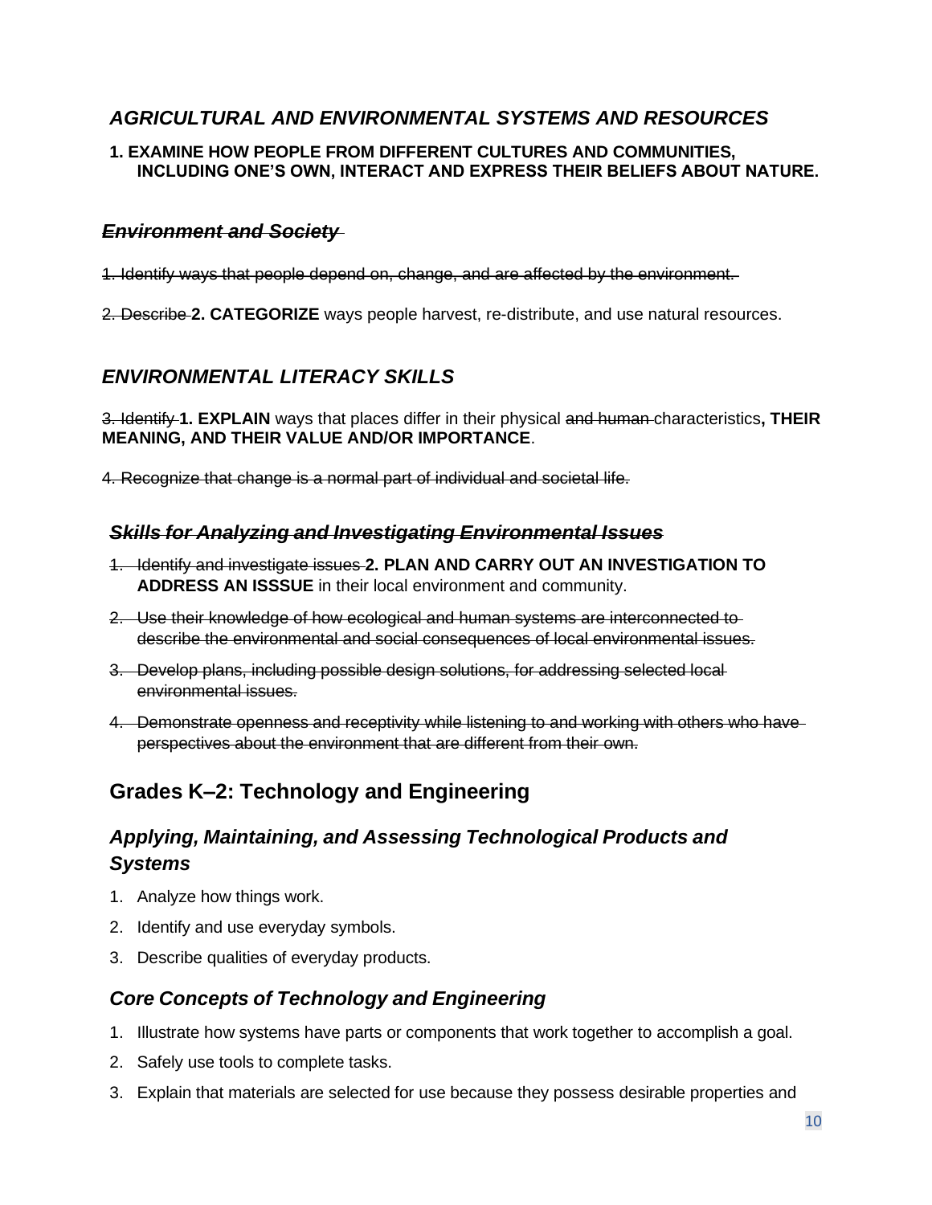### *AGRICULTURAL AND ENVIRONMENTAL SYSTEMS AND RESOURCES*

**1. EXAMINE HOW PEOPLE FROM DIFFERENT CULTURES AND COMMUNITIES, INCLUDING ONE'S OWN, INTERACT AND EXPRESS THEIR BELIEFS ABOUT NATURE.**

#### ~~*Environment and Society*~~

~~1. Identify ways that people depend on, change, and are affected by the environment.~~

~~2. Describe~~ **2. CATEGORIZE** ways people harvest, re-distribute, and use natural resources.

### *ENVIRONMENTAL LITERACY SKILLS*

~~3. Identify~~ **1. EXPLAIN** ways that places differ in their physical ~~and human~~ characteristics**, THEIR MEANING, AND THEIR VALUE AND/OR IMPORTANCE**.

~~4. Recognize that change is a normal part of individual and societal life.~~

#### ~~*Skills for Analyzing and Investigating Environmental Issues*~~

~~1. Identify and investigate issues~~ **2. PLAN AND CARRY OUT AN INVESTIGATION TO ADDRESS AN ISSSUE** in their local environment and community.

~~2. Use their knowledge of how ecological and human systems are interconnected to describe the environmental and social consequences of local environmental issues.~~

~~3. Develop plans, including possible design solutions, for addressing selected local environmental issues.~~

~~4. Demonstrate openness and receptivity while listening to and working with others who have perspectives about the environment that are different from their own.~~

## Grades K–2: Technology and Engineering

### *Applying, Maintaining, and Assessing Technological Products and Systems*

1. Analyze how things work.
2. Identify and use everyday symbols.
3. Describe qualities of everyday products.

### *Core Concepts of Technology and Engineering*

1. Illustrate how systems have parts or components that work together to accomplish a goal.
2. Safely use tools to complete tasks.
3. Explain that materials are selected for use because they possess desirable properties and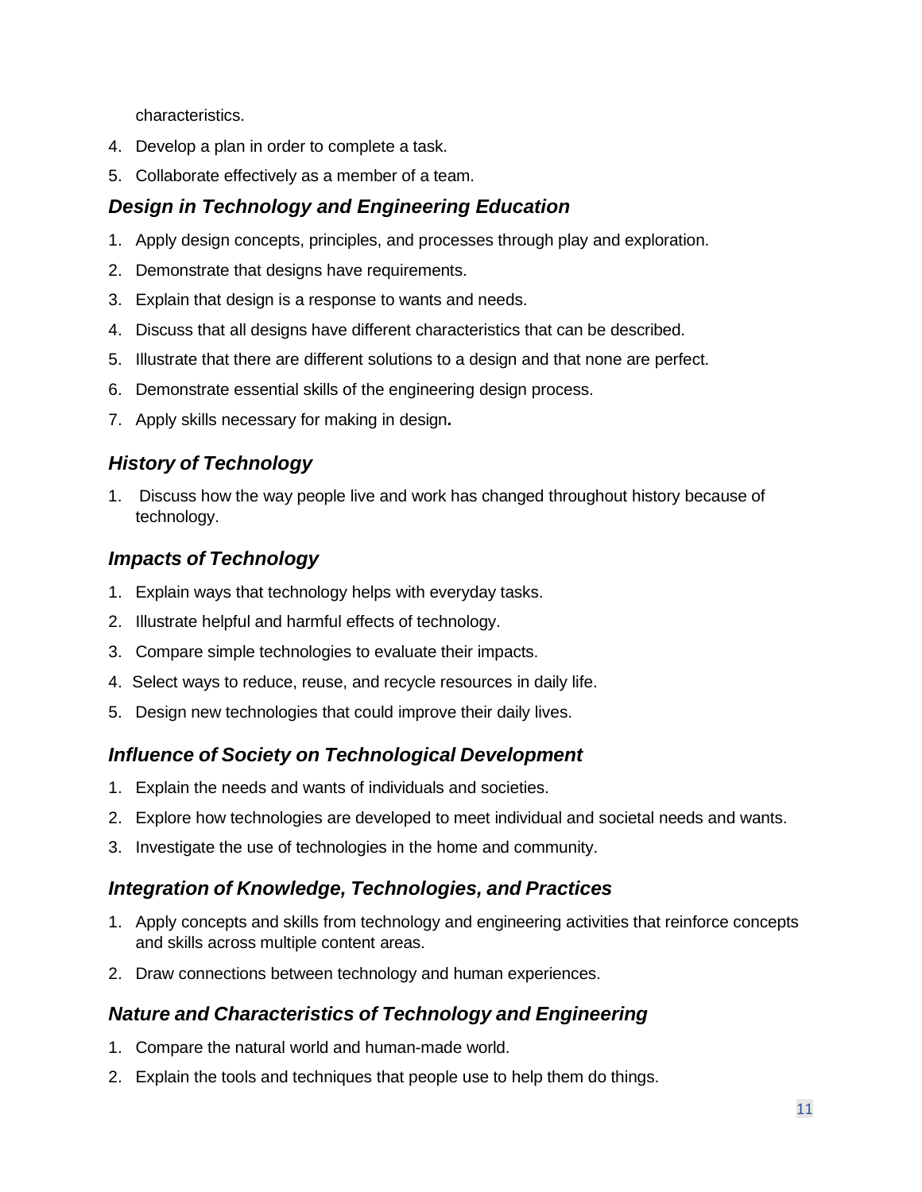characteristics.

4. Develop a plan in order to complete a task.
5. Collaborate effectively as a member of a team.

### *Design in Technology and Engineering Education*

1. Apply design concepts, principles, and processes through play and exploration.
2. Demonstrate that designs have requirements.
3. Explain that design is a response to wants and needs.
4. Discuss that all designs have different characteristics that can be described.
5. Illustrate that there are different solutions to a design and that none are perfect.
6. Demonstrate essential skills of the engineering design process.
7. Apply skills necessary for making in design.

### *History of Technology*

1. Discuss how the way people live and work has changed throughout history because of technology.

### *Impacts of Technology*

1. Explain ways that technology helps with everyday tasks.
2. Illustrate helpful and harmful effects of technology.
3. Compare simple technologies to evaluate their impacts.
4. Select ways to reduce, reuse, and recycle resources in daily life.
5. Design new technologies that could improve their daily lives.

### *Influence of Society on Technological Development*

1. Explain the needs and wants of individuals and societies.
2. Explore how technologies are developed to meet individual and societal needs and wants.
3. Investigate the use of technologies in the home and community.

### *Integration of Knowledge, Technologies, and Practices*

1. Apply concepts and skills from technology and engineering activities that reinforce concepts and skills across multiple content areas.
2. Draw connections between technology and human experiences.

### *Nature and Characteristics of Technology and Engineering*

1. Compare the natural world and human-made world.
2. Explain the tools and techniques that people use to help them do things.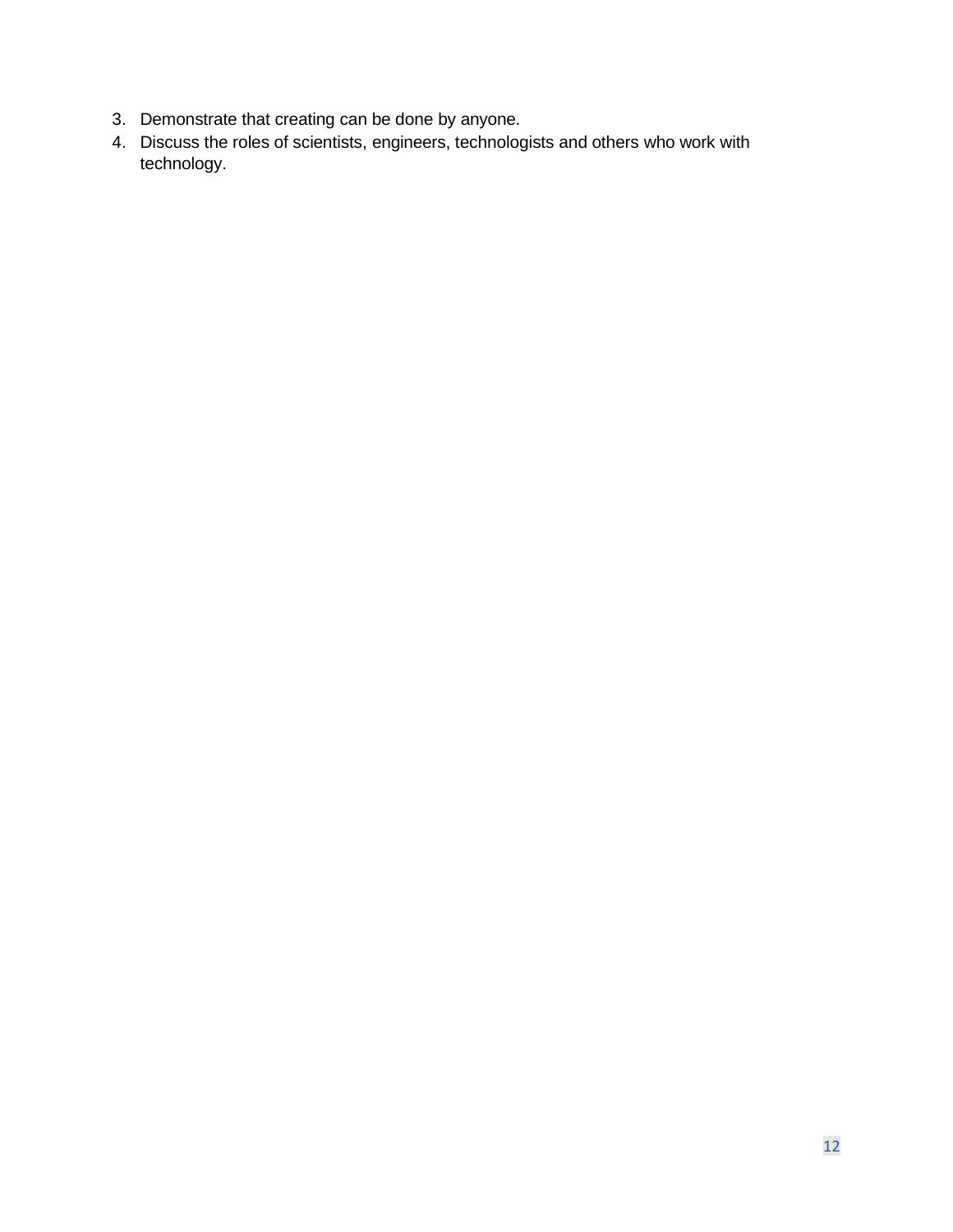3. Demonstrate that creating can be done by anyone.
4. Discuss the roles of scientists, engineers, technologists and others who work with technology.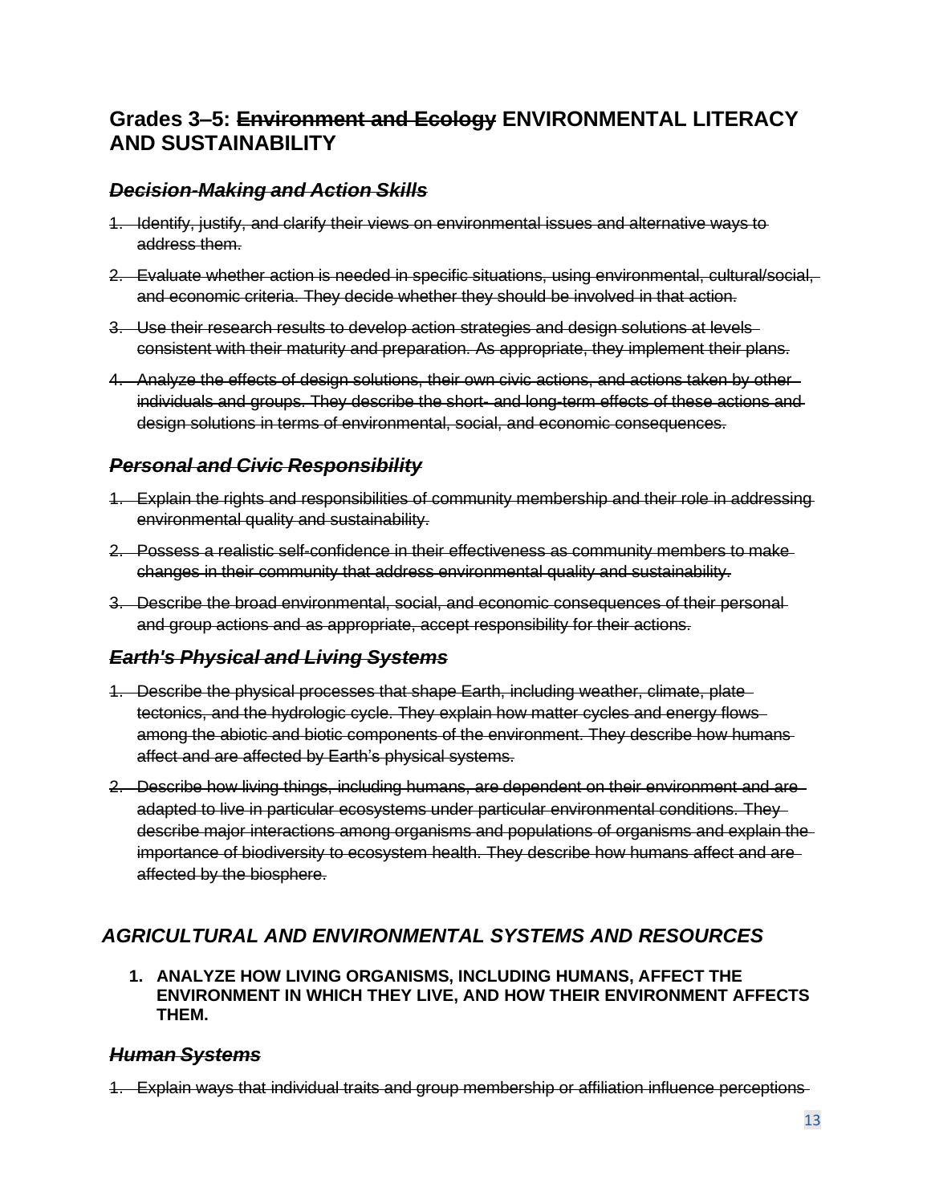## Grades 3–5: ~~Environment and Ecology~~ ENVIRONMENTAL LITERACY AND SUSTAINABILITY

### ~~*Decision-Making and Action Skills*~~

1. ~~Identify, justify, and clarify their views on environmental issues and alternative ways to address them.~~
2. ~~Evaluate whether action is needed in specific situations, using environmental, cultural/social, and economic criteria. They decide whether they should be involved in that action.~~
3. ~~Use their research results to develop action strategies and design solutions at levels consistent with their maturity and preparation. As appropriate, they implement their plans.~~
4. ~~Analyze the effects of design solutions, their own civic actions, and actions taken by other individuals and groups. They describe the short- and long-term effects of these actions and design solutions in terms of environmental, social, and economic consequences.~~

### ~~*Personal and Civic Responsibility*~~

1. ~~Explain the rights and responsibilities of community membership and their role in addressing environmental quality and sustainability.~~
2. ~~Possess a realistic self-confidence in their effectiveness as community members to make changes in their community that address environmental quality and sustainability.~~
3. ~~Describe the broad environmental, social, and economic consequences of their personal and group actions and as appropriate, accept responsibility for their actions.~~

### ~~*Earth's Physical and Living Systems*~~

1. ~~Describe the physical processes that shape Earth, including weather, climate, plate tectonics, and the hydrologic cycle. They explain how matter cycles and energy flows among the abiotic and biotic components of the environment. They describe how humans affect and are affected by Earth's physical systems.~~
2. ~~Describe how living things, including humans, are dependent on their environment and are adapted to live in particular ecosystems under particular environmental conditions. They describe major interactions among organisms and populations of organisms and explain the importance of biodiversity to ecosystem health. They describe how humans affect and are affected by the biosphere.~~

### *AGRICULTURAL AND ENVIRONMENTAL SYSTEMS AND RESOURCES*

1. **ANALYZE HOW LIVING ORGANISMS, INCLUDING HUMANS, AFFECT THE ENVIRONMENT IN WHICH THEY LIVE, AND HOW THEIR ENVIRONMENT AFFECTS THEM.**

### ~~*Human Systems*~~

1. ~~Explain ways that individual traits and group membership or affiliation influence perceptions~~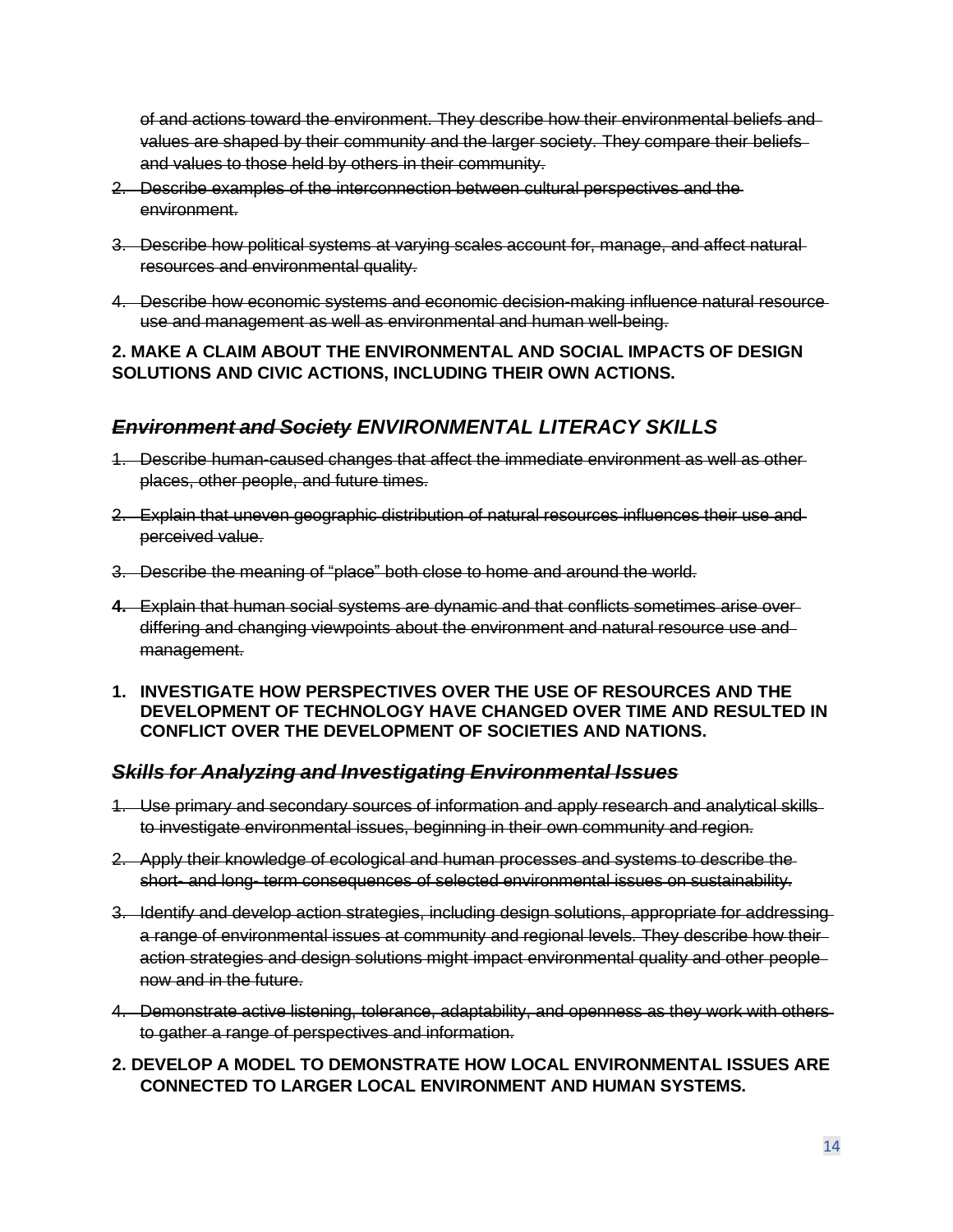~~of and actions toward the environment. They describe how their environmental beliefs and values are shaped by their community and the larger society. They compare their beliefs and values to those held by others in their community.~~

2. ~~Describe examples of the interconnection between cultural perspectives and the environment.~~
3. ~~Describe how political systems at varying scales account for, manage, and affect natural resources and environmental quality.~~
4. ~~Describe how economic systems and economic decision-making influence natural resource use and management as well as environmental and human well-being.~~

**2. MAKE A CLAIM ABOUT THE ENVIRONMENTAL AND SOCIAL IMPACTS OF DESIGN SOLUTIONS AND CIVIC ACTIONS, INCLUDING THEIR OWN ACTIONS.**

## ~~*Environment and Society*~~ *ENVIRONMENTAL LITERACY SKILLS*

1. ~~Describe human-caused changes that affect the immediate environment as well as other places, other people, and future times.~~
2. ~~Explain that uneven geographic distribution of natural resources influences their use and perceived value.~~
3. ~~Describe the meaning of "place" both close to home and around the world.~~
4. ~~Explain that human social systems are dynamic and that conflicts sometimes arise over differing and changing viewpoints about the environment and natural resource use and management.~~

**1. INVESTIGATE HOW PERSPECTIVES OVER THE USE OF RESOURCES AND THE DEVELOPMENT OF TECHNOLOGY HAVE CHANGED OVER TIME AND RESULTED IN CONFLICT OVER THE DEVELOPMENT OF SOCIETIES AND NATIONS.**

## ~~*Skills for Analyzing and Investigating Environmental Issues*~~

1. ~~Use primary and secondary sources of information and apply research and analytical skills to investigate environmental issues, beginning in their own community and region.~~
2. ~~Apply their knowledge of ecological and human processes and systems to describe the short- and long- term consequences of selected environmental issues on sustainability.~~
3. ~~Identify and develop action strategies, including design solutions, appropriate for addressing a range of environmental issues at community and regional levels. They describe how their action strategies and design solutions might impact environmental quality and other people now and in the future.~~
4. ~~Demonstrate active listening, tolerance, adaptability, and openness as they work with others to gather a range of perspectives and information.~~

**2. DEVELOP A MODEL TO DEMONSTRATE HOW LOCAL ENVIRONMENTAL ISSUES ARE CONNECTED TO LARGER LOCAL ENVIRONMENT AND HUMAN SYSTEMS.**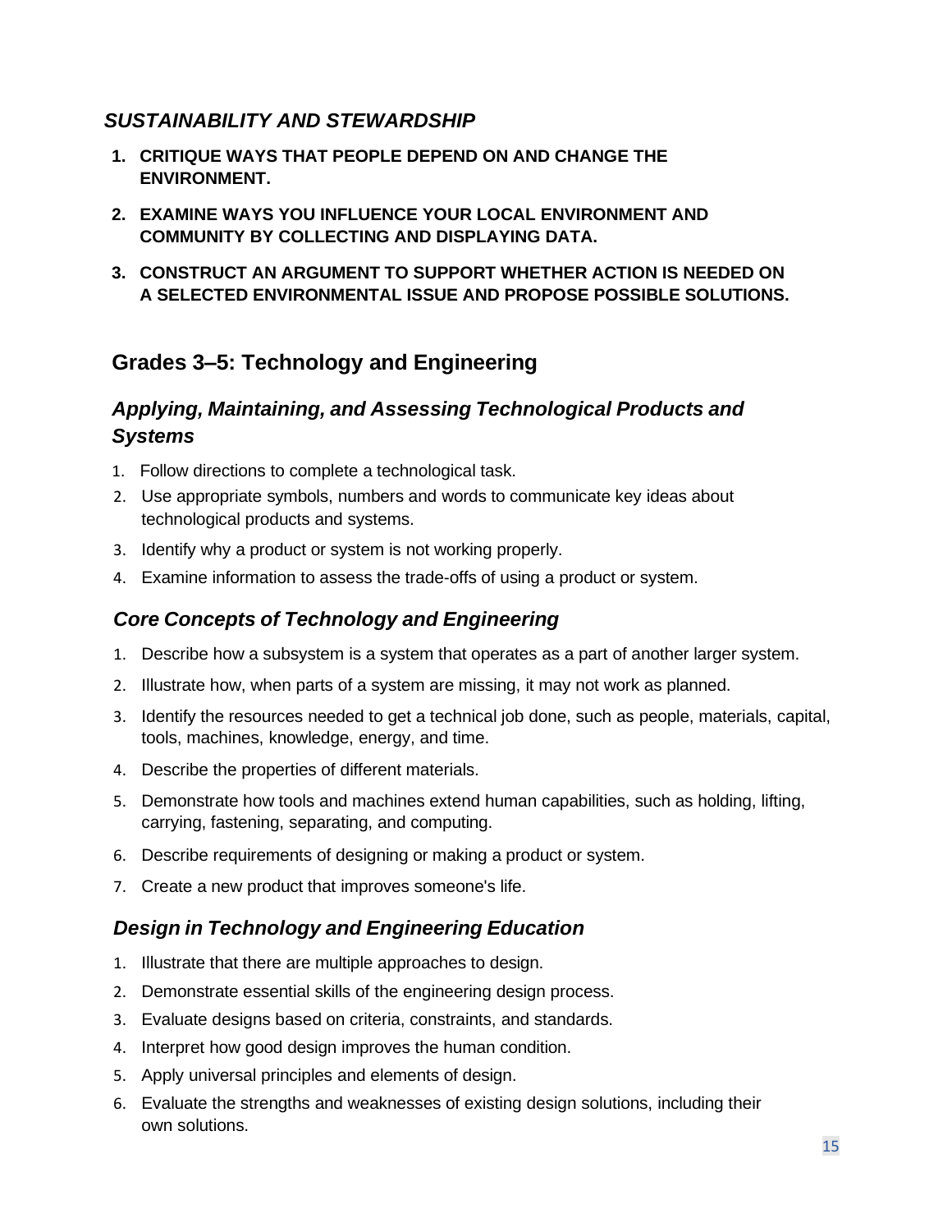### *SUSTAINABILITY AND STEWARDSHIP*

1. **CRITIQUE WAYS THAT PEOPLE DEPEND ON AND CHANGE THE ENVIRONMENT.**
2. **EXAMINE WAYS YOU INFLUENCE YOUR LOCAL ENVIRONMENT AND COMMUNITY BY COLLECTING AND DISPLAYING DATA.**
3. **CONSTRUCT AN ARGUMENT TO SUPPORT WHETHER ACTION IS NEEDED ON A SELECTED ENVIRONMENTAL ISSUE AND PROPOSE POSSIBLE SOLUTIONS.**

## Grades 3–5: Technology and Engineering

### *Applying, Maintaining, and Assessing Technological Products and Systems*

1. Follow directions to complete a technological task.
2. Use appropriate symbols, numbers and words to communicate key ideas about technological products and systems.
3. Identify why a product or system is not working properly.
4. Examine information to assess the trade-offs of using a product or system.

### *Core Concepts of Technology and Engineering*

1. Describe how a subsystem is a system that operates as a part of another larger system.
2. Illustrate how, when parts of a system are missing, it may not work as planned.
3. Identify the resources needed to get a technical job done, such as people, materials, capital, tools, machines, knowledge, energy, and time.
4. Describe the properties of different materials.
5. Demonstrate how tools and machines extend human capabilities, such as holding, lifting, carrying, fastening, separating, and computing.
6. Describe requirements of designing or making a product or system.
7. Create a new product that improves someone's life.

### *Design in Technology and Engineering Education*

1. Illustrate that there are multiple approaches to design.
2. Demonstrate essential skills of the engineering design process.
3. Evaluate designs based on criteria, constraints, and standards.
4. Interpret how good design improves the human condition.
5. Apply universal principles and elements of design.
6. Evaluate the strengths and weaknesses of existing design solutions, including their own solutions.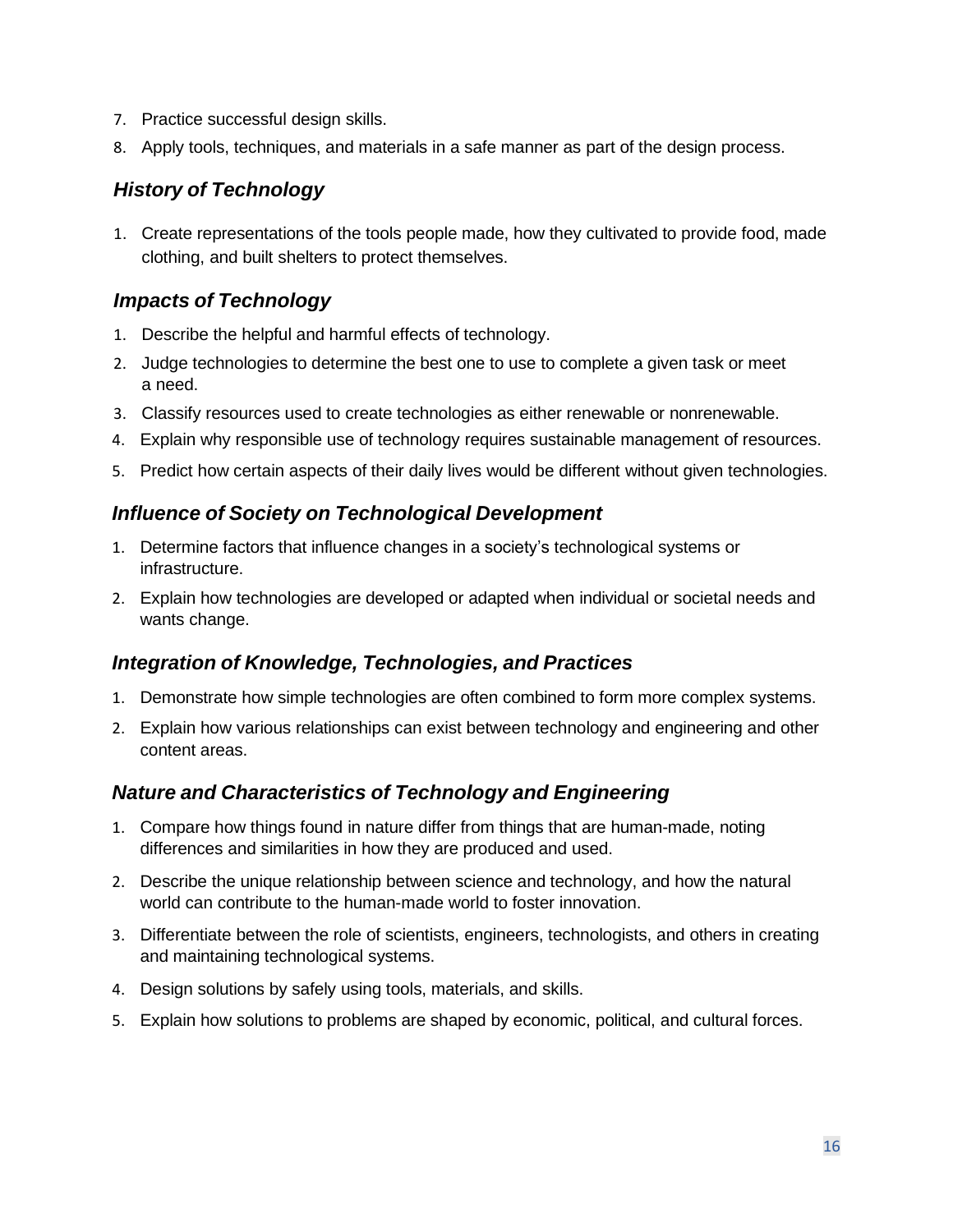7. Practice successful design skills.
8. Apply tools, techniques, and materials in a safe manner as part of the design process.

### *History of Technology*

1. Create representations of the tools people made, how they cultivated to provide food, made clothing, and built shelters to protect themselves.

### *Impacts of Technology*

1. Describe the helpful and harmful effects of technology.
2. Judge technologies to determine the best one to use to complete a given task or meet a need.
3. Classify resources used to create technologies as either renewable or nonrenewable.
4. Explain why responsible use of technology requires sustainable management of resources.
5. Predict how certain aspects of their daily lives would be different without given technologies.

### *Influence of Society on Technological Development*

1. Determine factors that influence changes in a society's technological systems or infrastructure.
2. Explain how technologies are developed or adapted when individual or societal needs and wants change.

### *Integration of Knowledge, Technologies, and Practices*

1. Demonstrate how simple technologies are often combined to form more complex systems.
2. Explain how various relationships can exist between technology and engineering and other content areas.

### *Nature and Characteristics of Technology and Engineering*

1. Compare how things found in nature differ from things that are human-made, noting differences and similarities in how they are produced and used.
2. Describe the unique relationship between science and technology, and how the natural world can contribute to the human-made world to foster innovation.
3. Differentiate between the role of scientists, engineers, technologists, and others in creating and maintaining technological systems.
4. Design solutions by safely using tools, materials, and skills.
5. Explain how solutions to problems are shaped by economic, political, and cultural forces.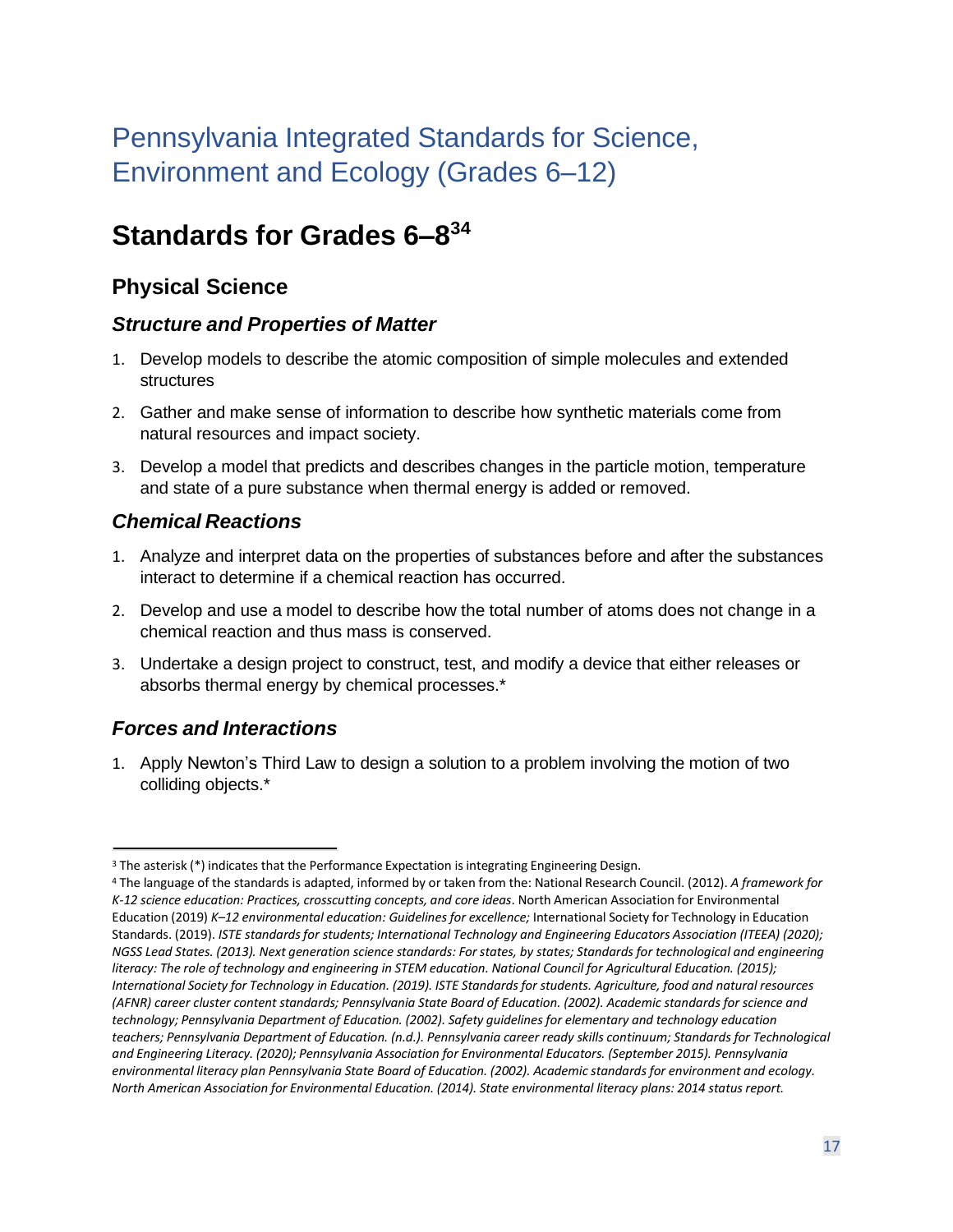# Pennsylvania Integrated Standards for Science, Environment and Ecology (Grades 6–12)

## Standards for Grades 6–8[3][4]

### Physical Science

#### Structure and Properties of Matter

1. Develop models to describe the atomic composition of simple molecules and extended structures
2. Gather and make sense of information to describe how synthetic materials come from natural resources and impact society.
3. Develop a model that predicts and describes changes in the particle motion, temperature and state of a pure substance when thermal energy is added or removed.

#### Chemical Reactions

1. Analyze and interpret data on the properties of substances before and after the substances interact to determine if a chemical reaction has occurred.
2. Develop and use a model to describe how the total number of atoms does not change in a chemical reaction and thus mass is conserved.
3. Undertake a design project to construct, test, and modify a device that either releases or absorbs thermal energy by chemical processes.*

#### Forces and Interactions

1. Apply Newton's Third Law to design a solution to a problem involving the motion of two colliding objects.*

---

[3] The asterisk (*) indicates that the Performance Expectation is integrating Engineering Design.

[4] The language of the standards is adapted, informed by or taken from the: National Research Council. (2012). *A framework for K-12 science education: Practices, crosscutting concepts, and core ideas*. North American Association for Environmental Education (2019) *K–12 environmental education: Guidelines for excellence;* International Society for Technology in Education Standards. (2019). *ISTE standards for students; International Technology and Engineering Educators Association (ITEEA) (2020); NGSS Lead States. (2013). Next generation science standards: For states, by states; Standards for technological and engineering literacy: The role of technology and engineering in STEM education. National Council for Agricultural Education. (2015); International Society for Technology in Education. (2019). ISTE Standards for students. Agriculture, food and natural resources (AFNR) career cluster content standards; Pennsylvania State Board of Education. (2002). Academic standards for science and technology; Pennsylvania Department of Education. (2002). Safety guidelines for elementary and technology education teachers; Pennsylvania Department of Education. (n.d.). Pennsylvania career ready skills continuum; Standards for Technological and Engineering Literacy. (2020); Pennsylvania Association for Environmental Educators. (September 2015). Pennsylvania environmental literacy plan Pennsylvania State Board of Education. (2002). Academic standards for environment and ecology. North American Association for Environmental Education. (2014). State environmental literacy plans: 2014 status report.*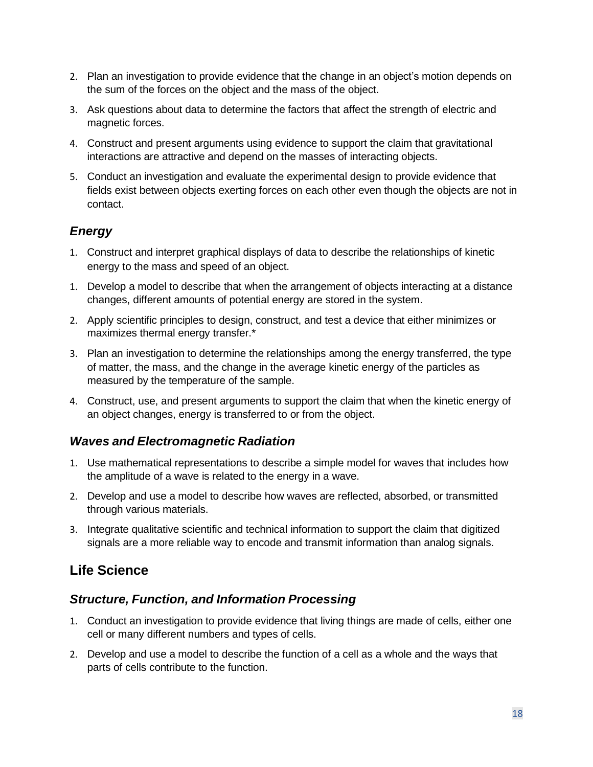2. Plan an investigation to provide evidence that the change in an object's motion depends on the sum of the forces on the object and the mass of the object.
3. Ask questions about data to determine the factors that affect the strength of electric and magnetic forces.
4. Construct and present arguments using evidence to support the claim that gravitational interactions are attractive and depend on the masses of interacting objects.
5. Conduct an investigation and evaluate the experimental design to provide evidence that fields exist between objects exerting forces on each other even though the objects are not in contact.

### *Energy*

1. Construct and interpret graphical displays of data to describe the relationships of kinetic energy to the mass and speed of an object.
1. Develop a model to describe that when the arrangement of objects interacting at a distance changes, different amounts of potential energy are stored in the system.
2. Apply scientific principles to design, construct, and test a device that either minimizes or maximizes thermal energy transfer.*
3. Plan an investigation to determine the relationships among the energy transferred, the type of matter, the mass, and the change in the average kinetic energy of the particles as measured by the temperature of the sample.
4. Construct, use, and present arguments to support the claim that when the kinetic energy of an object changes, energy is transferred to or from the object.

### *Waves and Electromagnetic Radiation*

1. Use mathematical representations to describe a simple model for waves that includes how the amplitude of a wave is related to the energy in a wave.
2. Develop and use a model to describe how waves are reflected, absorbed, or transmitted through various materials.
3. Integrate qualitative scientific and technical information to support the claim that digitized signals are a more reliable way to encode and transmit information than analog signals.

## Life Science

### *Structure, Function, and Information Processing*

1. Conduct an investigation to provide evidence that living things are made of cells, either one cell or many different numbers and types of cells.
2. Develop and use a model to describe the function of a cell as a whole and the ways that parts of cells contribute to the function.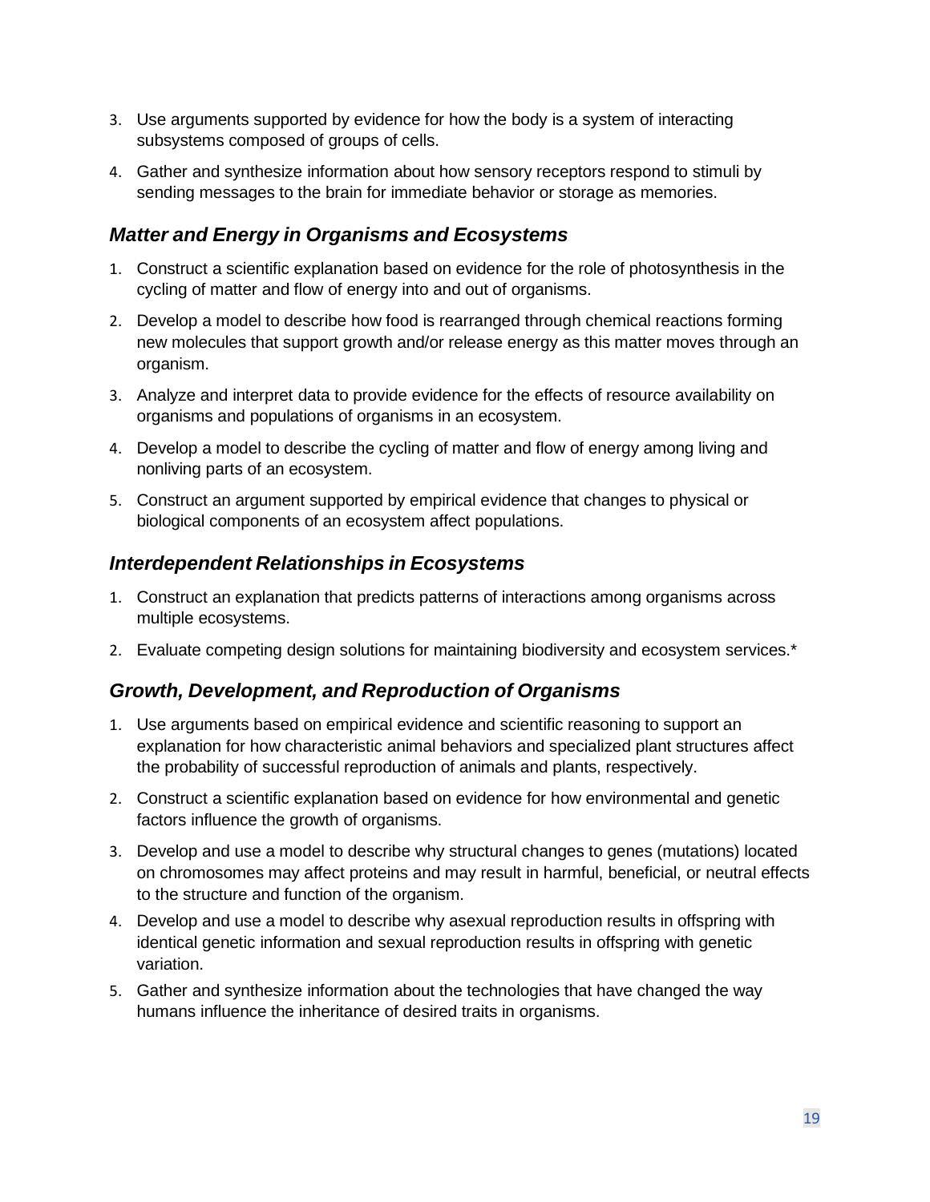3. Use arguments supported by evidence for how the body is a system of interacting subsystems composed of groups of cells.
4. Gather and synthesize information about how sensory receptors respond to stimuli by sending messages to the brain for immediate behavior or storage as memories.

### *Matter and Energy in Organisms and Ecosystems*

1. Construct a scientific explanation based on evidence for the role of photosynthesis in the cycling of matter and flow of energy into and out of organisms.
2. Develop a model to describe how food is rearranged through chemical reactions forming new molecules that support growth and/or release energy as this matter moves through an organism.
3. Analyze and interpret data to provide evidence for the effects of resource availability on organisms and populations of organisms in an ecosystem.
4. Develop a model to describe the cycling of matter and flow of energy among living and nonliving parts of an ecosystem.
5. Construct an argument supported by empirical evidence that changes to physical or biological components of an ecosystem affect populations.

### *Interdependent Relationships in Ecosystems*

1. Construct an explanation that predicts patterns of interactions among organisms across multiple ecosystems.
2. Evaluate competing design solutions for maintaining biodiversity and ecosystem services.*

### *Growth, Development, and Reproduction of Organisms*

1. Use arguments based on empirical evidence and scientific reasoning to support an explanation for how characteristic animal behaviors and specialized plant structures affect the probability of successful reproduction of animals and plants, respectively.
2. Construct a scientific explanation based on evidence for how environmental and genetic factors influence the growth of organisms.
3. Develop and use a model to describe why structural changes to genes (mutations) located on chromosomes may affect proteins and may result in harmful, beneficial, or neutral effects to the structure and function of the organism.
4. Develop and use a model to describe why asexual reproduction results in offspring with identical genetic information and sexual reproduction results in offspring with genetic variation.
5. Gather and synthesize information about the technologies that have changed the way humans influence the inheritance of desired traits in organisms.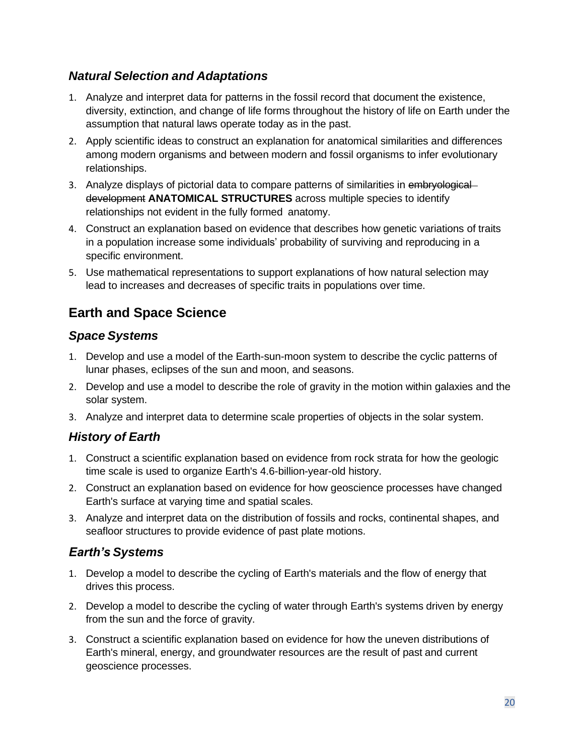### *Natural Selection and Adaptations*

1. Analyze and interpret data for patterns in the fossil record that document the existence, diversity, extinction, and change of life forms throughout the history of life on Earth under the assumption that natural laws operate today as in the past.
2. Apply scientific ideas to construct an explanation for anatomical similarities and differences among modern organisms and between modern and fossil organisms to infer evolutionary relationships.
3. Analyze displays of pictorial data to compare patterns of similarities in ~~embryological development~~ **ANATOMICAL STRUCTURES** across multiple species to identify relationships not evident in the fully formed anatomy.
4. Construct an explanation based on evidence that describes how genetic variations of traits in a population increase some individuals' probability of surviving and reproducing in a specific environment.
5. Use mathematical representations to support explanations of how natural selection may lead to increases and decreases of specific traits in populations over time.

## Earth and Space Science

### *Space Systems*

1. Develop and use a model of the Earth-sun-moon system to describe the cyclic patterns of lunar phases, eclipses of the sun and moon, and seasons.
2. Develop and use a model to describe the role of gravity in the motion within galaxies and the solar system.
3. Analyze and interpret data to determine scale properties of objects in the solar system.

### *History of Earth*

1. Construct a scientific explanation based on evidence from rock strata for how the geologic time scale is used to organize Earth's 4.6-billion-year-old history.
2. Construct an explanation based on evidence for how geoscience processes have changed Earth's surface at varying time and spatial scales.
3. Analyze and interpret data on the distribution of fossils and rocks, continental shapes, and seafloor structures to provide evidence of past plate motions.

### *Earth's Systems*

1. Develop a model to describe the cycling of Earth's materials and the flow of energy that drives this process.
2. Develop a model to describe the cycling of water through Earth's systems driven by energy from the sun and the force of gravity.
3. Construct a scientific explanation based on evidence for how the uneven distributions of Earth's mineral, energy, and groundwater resources are the result of past and current geoscience processes.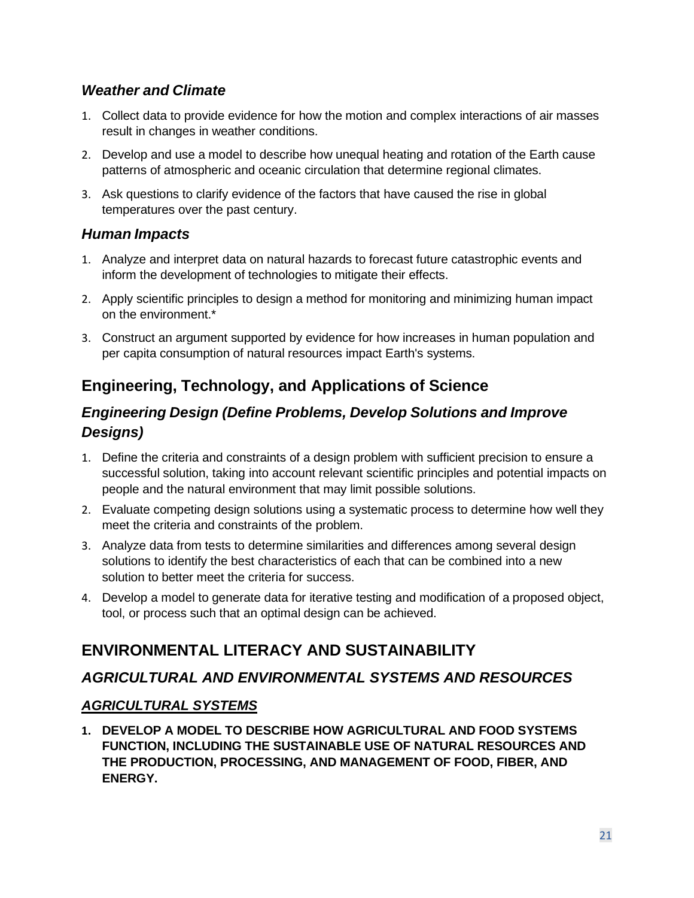### *Weather and Climate*

1. Collect data to provide evidence for how the motion and complex interactions of air masses result in changes in weather conditions.
2. Develop and use a model to describe how unequal heating and rotation of the Earth cause patterns of atmospheric and oceanic circulation that determine regional climates.
3. Ask questions to clarify evidence of the factors that have caused the rise in global temperatures over the past century.

### *Human Impacts*

1. Analyze and interpret data on natural hazards to forecast future catastrophic events and inform the development of technologies to mitigate their effects.
2. Apply scientific principles to design a method for monitoring and minimizing human impact on the environment.*
3. Construct an argument supported by evidence for how increases in human population and per capita consumption of natural resources impact Earth's systems.

## Engineering, Technology, and Applications of Science

### *Engineering Design (Define Problems, Develop Solutions and Improve Designs)*

1. Define the criteria and constraints of a design problem with sufficient precision to ensure a successful solution, taking into account relevant scientific principles and potential impacts on people and the natural environment that may limit possible solutions.
2. Evaluate competing design solutions using a systematic process to determine how well they meet the criteria and constraints of the problem.
3. Analyze data from tests to determine similarities and differences among several design solutions to identify the best characteristics of each that can be combined into a new solution to better meet the criteria for success.
4. Develop a model to generate data for iterative testing and modification of a proposed object, tool, or process such that an optimal design can be achieved.

## ENVIRONMENTAL LITERACY AND SUSTAINABILITY

### *AGRICULTURAL AND ENVIRONMENTAL SYSTEMS AND RESOURCES*

### ***<u>AGRICULTURAL SYSTEMS</u>***

1. **DEVELOP A MODEL TO DESCRIBE HOW AGRICULTURAL AND FOOD SYSTEMS FUNCTION, INCLUDING THE SUSTAINABLE USE OF NATURAL RESOURCES AND THE PRODUCTION, PROCESSING, AND MANAGEMENT OF FOOD, FIBER, AND ENERGY.**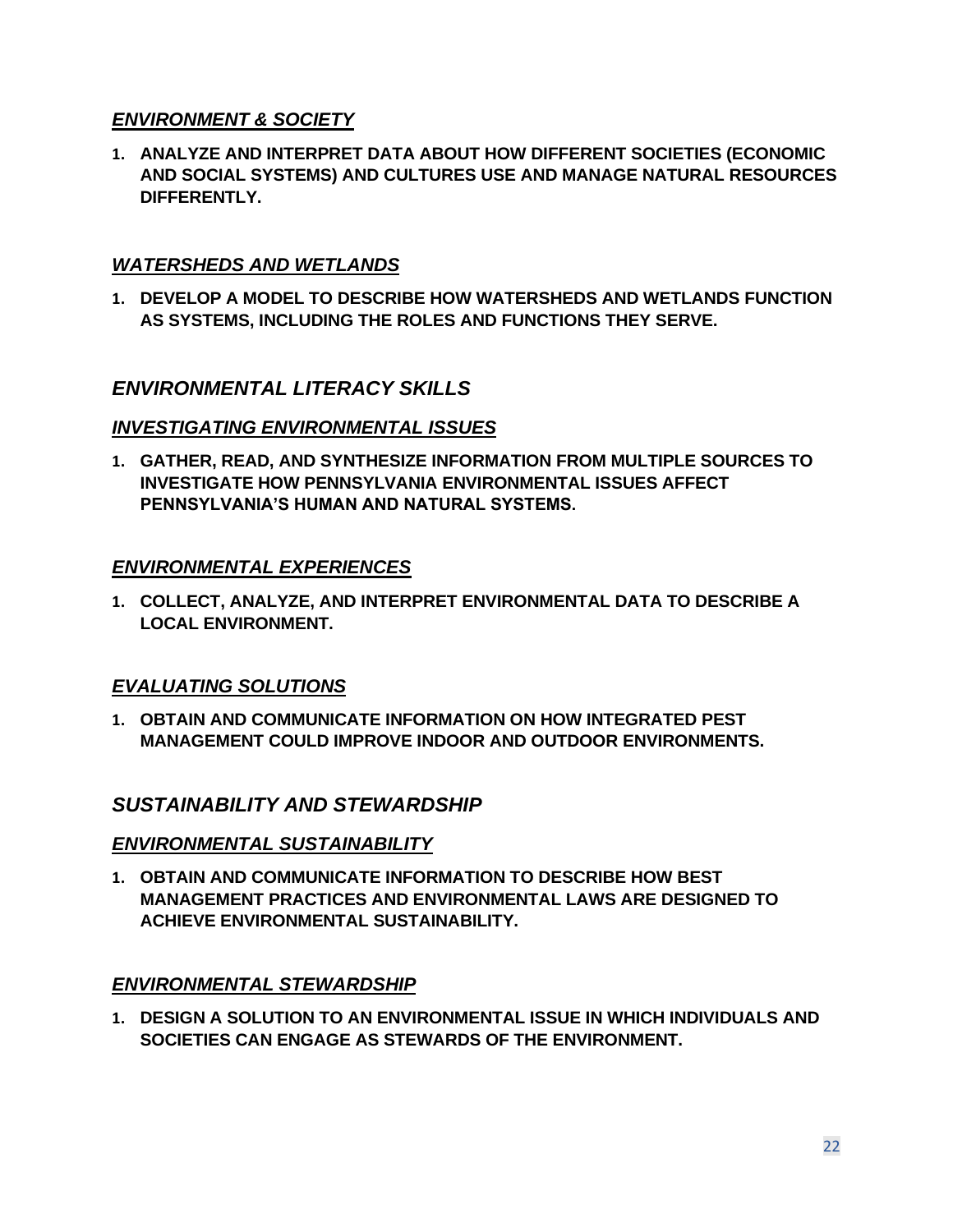### ***ENVIRONMENT & SOCIETY***

1. **ANALYZE AND INTERPRET DATA ABOUT HOW DIFFERENT SOCIETIES (ECONOMIC AND SOCIAL SYSTEMS) AND CULTURES USE AND MANAGE NATURAL RESOURCES DIFFERENTLY.**

### ***WATERSHEDS AND WETLANDS***

1. **DEVELOP A MODEL TO DESCRIBE HOW WATERSHEDS AND WETLANDS FUNCTION AS SYSTEMS, INCLUDING THE ROLES AND FUNCTIONS THEY SERVE.**

## *ENVIRONMENTAL LITERACY SKILLS*

### ***INVESTIGATING ENVIRONMENTAL ISSUES***

1. **GATHER, READ, AND SYNTHESIZE INFORMATION FROM MULTIPLE SOURCES TO INVESTIGATE HOW PENNSYLVANIA ENVIRONMENTAL ISSUES AFFECT PENNSYLVANIA'S HUMAN AND NATURAL SYSTEMS.**

### ***ENVIRONMENTAL EXPERIENCES***

1. **COLLECT, ANALYZE, AND INTERPRET ENVIRONMENTAL DATA TO DESCRIBE A LOCAL ENVIRONMENT.**

### ***EVALUATING SOLUTIONS***

1. **OBTAIN AND COMMUNICATE INFORMATION ON HOW INTEGRATED PEST MANAGEMENT COULD IMPROVE INDOOR AND OUTDOOR ENVIRONMENTS.**

## *SUSTAINABILITY AND STEWARDSHIP*

### ***ENVIRONMENTAL SUSTAINABILITY***

1. **OBTAIN AND COMMUNICATE INFORMATION TO DESCRIBE HOW BEST MANAGEMENT PRACTICES AND ENVIRONMENTAL LAWS ARE DESIGNED TO ACHIEVE ENVIRONMENTAL SUSTAINABILITY.**

### ***ENVIRONMENTAL STEWARDSHIP***

1. **DESIGN A SOLUTION TO AN ENVIRONMENTAL ISSUE IN WHICH INDIVIDUALS AND SOCIETIES CAN ENGAGE AS STEWARDS OF THE ENVIRONMENT.**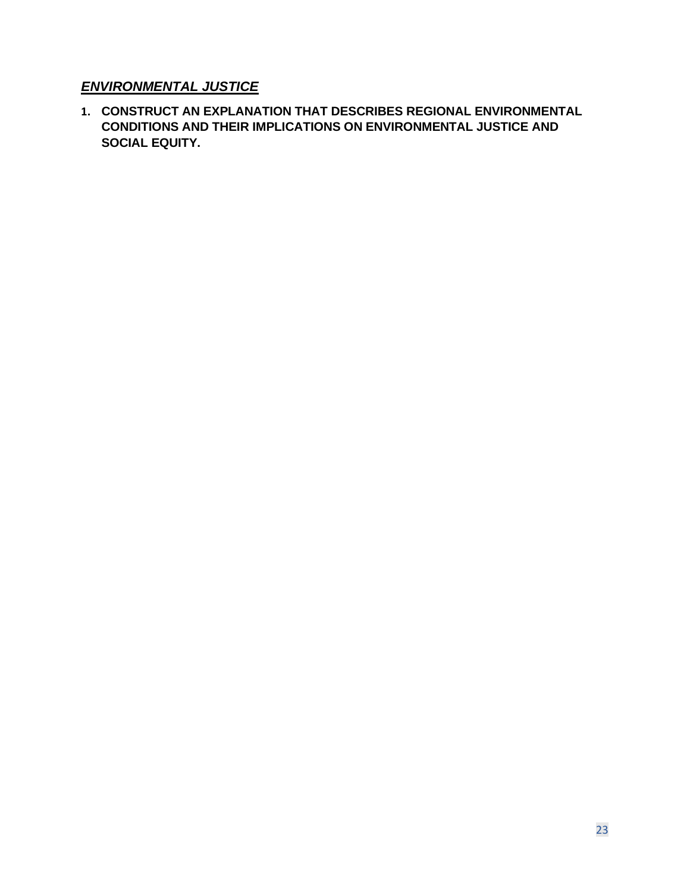## ***ENVIRONMENTAL JUSTICE***

1. **CONSTRUCT AN EXPLANATION THAT DESCRIBES REGIONAL ENVIRONMENTAL CONDITIONS AND THEIR IMPLICATIONS ON ENVIRONMENTAL JUSTICE AND SOCIAL EQUITY.**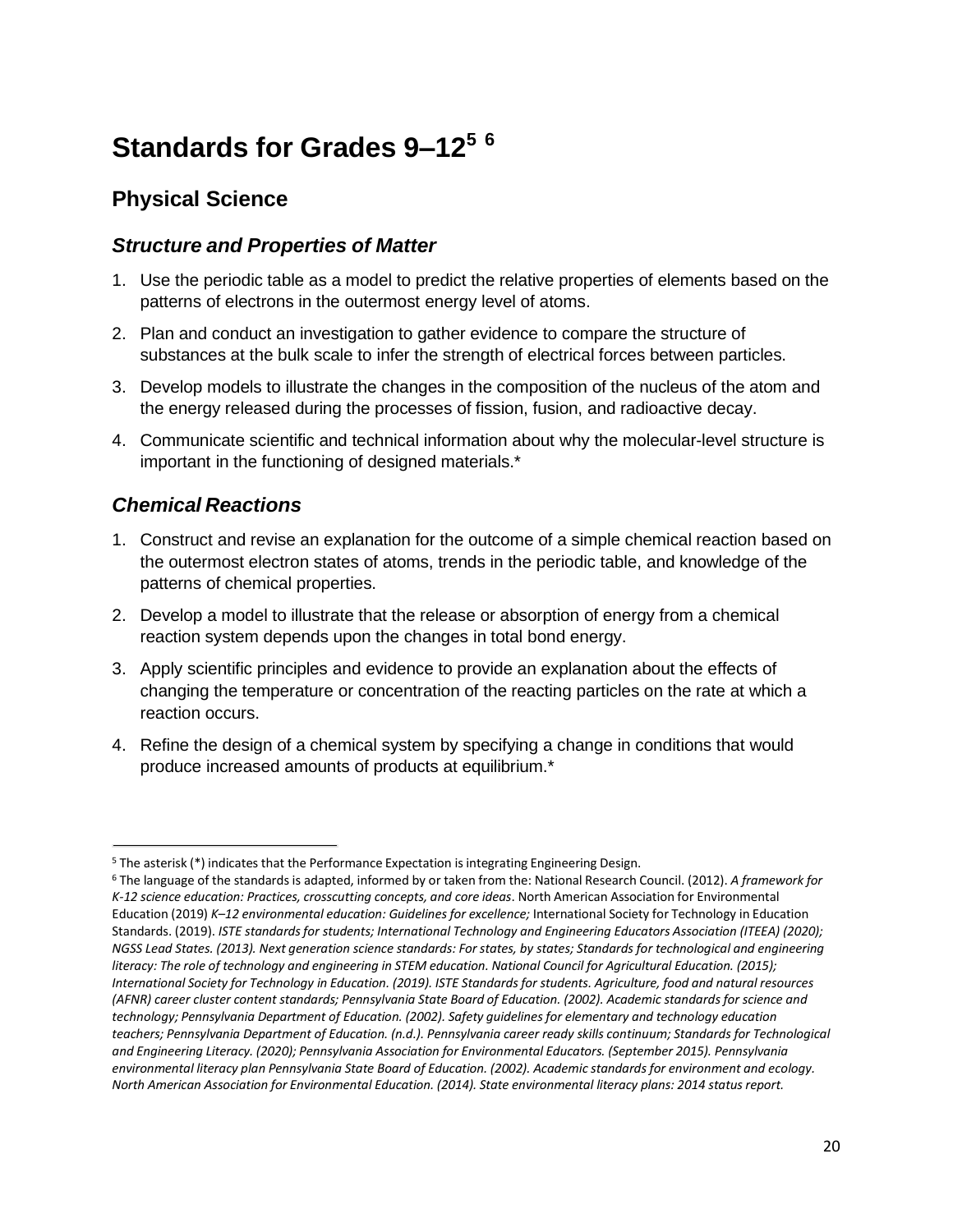# Standards for Grades 9–12[5] [6]

## Physical Science

### *Structure and Properties of Matter*

1. Use the periodic table as a model to predict the relative properties of elements based on the patterns of electrons in the outermost energy level of atoms.
2. Plan and conduct an investigation to gather evidence to compare the structure of substances at the bulk scale to infer the strength of electrical forces between particles.
3. Develop models to illustrate the changes in the composition of the nucleus of the atom and the energy released during the processes of fission, fusion, and radioactive decay.
4. Communicate scientific and technical information about why the molecular-level structure is important in the functioning of designed materials.*

### *Chemical Reactions*

1. Construct and revise an explanation for the outcome of a simple chemical reaction based on the outermost electron states of atoms, trends in the periodic table, and knowledge of the patterns of chemical properties.
2. Develop a model to illustrate that the release or absorption of energy from a chemical reaction system depends upon the changes in total bond energy.
3. Apply scientific principles and evidence to provide an explanation about the effects of changing the temperature or concentration of the reacting particles on the rate at which a reaction occurs.
4. Refine the design of a chemical system by specifying a change in conditions that would produce increased amounts of products at equilibrium.*

---

[5] The asterisk (*) indicates that the Performance Expectation is integrating Engineering Design.

[6] The language of the standards is adapted, informed by or taken from the: National Research Council. (2012). *A framework for K-12 science education: Practices, crosscutting concepts, and core ideas*. North American Association for Environmental Education (2019) *K–12 environmental education: Guidelines for excellence;* International Society for Technology in Education Standards. (2019). *ISTE standards for students; International Technology and Engineering Educators Association (ITEEA) (2020); NGSS Lead States. (2013). Next generation science standards: For states, by states; Standards for technological and engineering literacy: The role of technology and engineering in STEM education. National Council for Agricultural Education. (2015); International Society for Technology in Education. (2019). ISTE Standards for students. Agriculture, food and natural resources (AFNR) career cluster content standards; Pennsylvania State Board of Education. (2002). Academic standards for science and technology; Pennsylvania Department of Education. (2002). Safety guidelines for elementary and technology education teachers; Pennsylvania Department of Education. (n.d.). Pennsylvania career ready skills continuum; Standards for Technological and Engineering Literacy. (2020); Pennsylvania Association for Environmental Educators. (September 2015). Pennsylvania environmental literacy plan Pennsylvania State Board of Education. (2002). Academic standards for environment and ecology. North American Association for Environmental Education. (2014). State environmental literacy plans: 2014 status report.*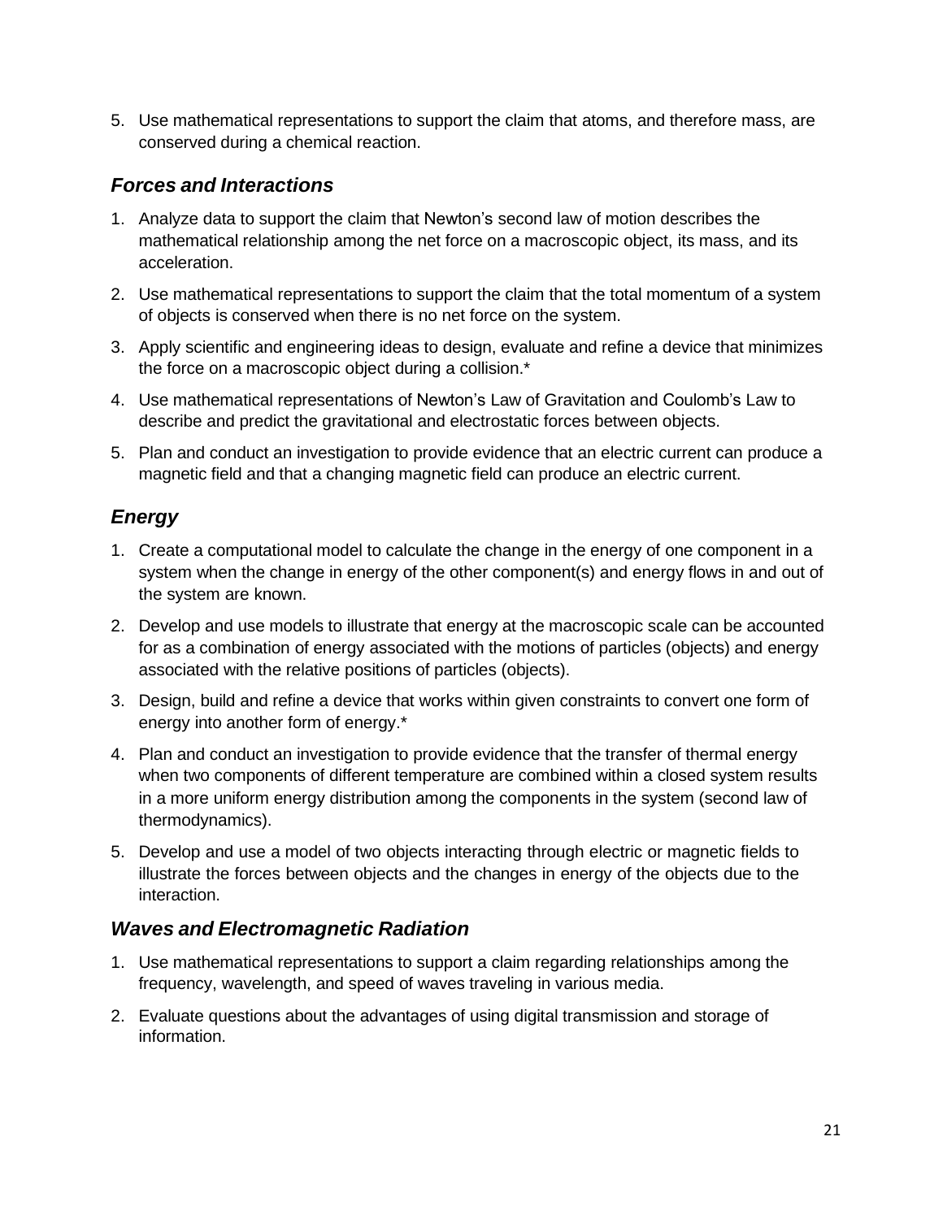5. Use mathematical representations to support the claim that atoms, and therefore mass, are conserved during a chemical reaction.

### *Forces and Interactions*

1. Analyze data to support the claim that Newton's second law of motion describes the mathematical relationship among the net force on a macroscopic object, its mass, and its acceleration.
2. Use mathematical representations to support the claim that the total momentum of a system of objects is conserved when there is no net force on the system.
3. Apply scientific and engineering ideas to design, evaluate and refine a device that minimizes the force on a macroscopic object during a collision.*
4. Use mathematical representations of Newton's Law of Gravitation and Coulomb's Law to describe and predict the gravitational and electrostatic forces between objects.
5. Plan and conduct an investigation to provide evidence that an electric current can produce a magnetic field and that a changing magnetic field can produce an electric current.

### *Energy*

1. Create a computational model to calculate the change in the energy of one component in a system when the change in energy of the other component(s) and energy flows in and out of the system are known.
2. Develop and use models to illustrate that energy at the macroscopic scale can be accounted for as a combination of energy associated with the motions of particles (objects) and energy associated with the relative positions of particles (objects).
3. Design, build and refine a device that works within given constraints to convert one form of energy into another form of energy.*
4. Plan and conduct an investigation to provide evidence that the transfer of thermal energy when two components of different temperature are combined within a closed system results in a more uniform energy distribution among the components in the system (second law of thermodynamics).
5. Develop and use a model of two objects interacting through electric or magnetic fields to illustrate the forces between objects and the changes in energy of the objects due to the interaction.

### *Waves and Electromagnetic Radiation*

1. Use mathematical representations to support a claim regarding relationships among the frequency, wavelength, and speed of waves traveling in various media.
2. Evaluate questions about the advantages of using digital transmission and storage of information.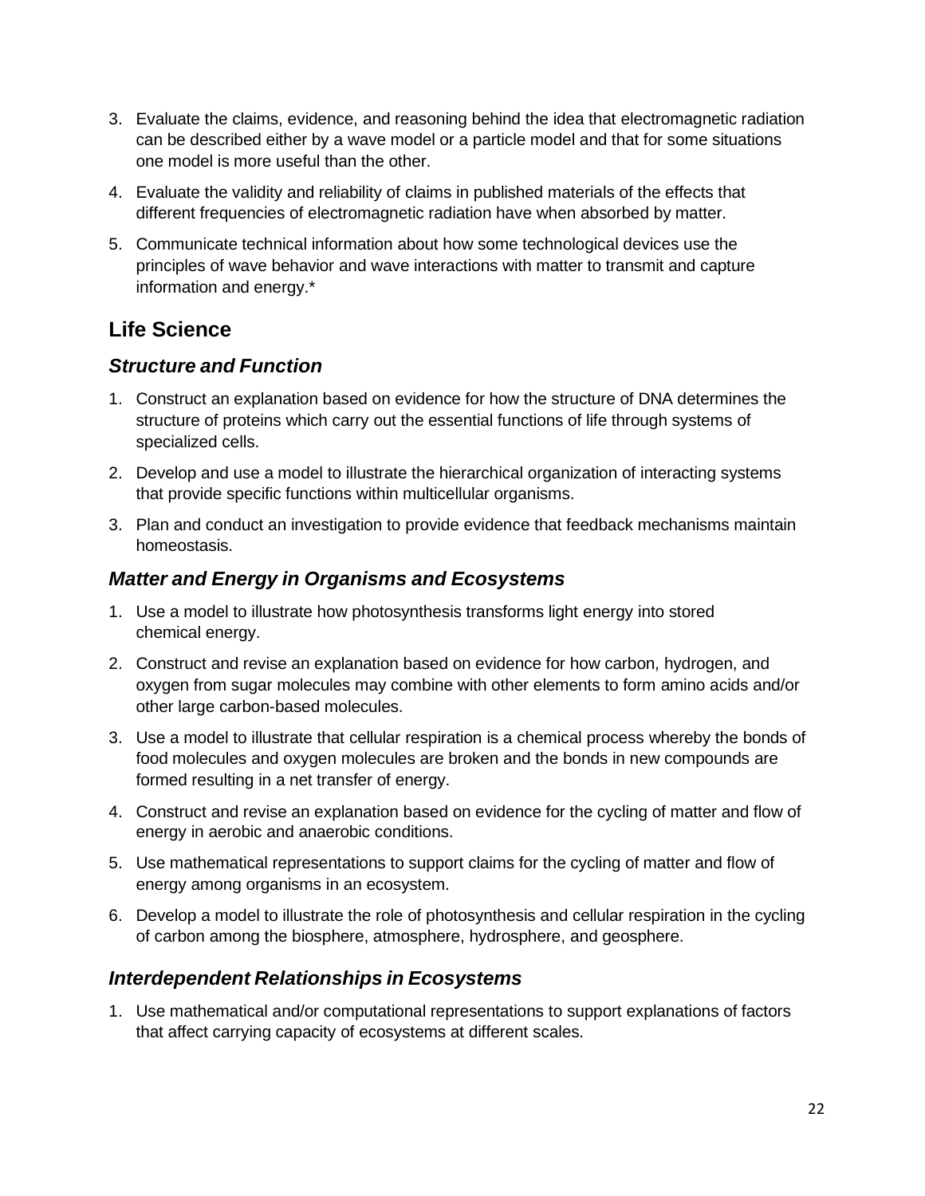3. Evaluate the claims, evidence, and reasoning behind the idea that electromagnetic radiation can be described either by a wave model or a particle model and that for some situations one model is more useful than the other.
4. Evaluate the validity and reliability of claims in published materials of the effects that different frequencies of electromagnetic radiation have when absorbed by matter.
5. Communicate technical information about how some technological devices use the principles of wave behavior and wave interactions with matter to transmit and capture information and energy.*

## Life Science

### *Structure and Function*

1. Construct an explanation based on evidence for how the structure of DNA determines the structure of proteins which carry out the essential functions of life through systems of specialized cells.
2. Develop and use a model to illustrate the hierarchical organization of interacting systems that provide specific functions within multicellular organisms.
3. Plan and conduct an investigation to provide evidence that feedback mechanisms maintain homeostasis.

### *Matter and Energy in Organisms and Ecosystems*

1. Use a model to illustrate how photosynthesis transforms light energy into stored chemical energy.
2. Construct and revise an explanation based on evidence for how carbon, hydrogen, and oxygen from sugar molecules may combine with other elements to form amino acids and/or other large carbon-based molecules.
3. Use a model to illustrate that cellular respiration is a chemical process whereby the bonds of food molecules and oxygen molecules are broken and the bonds in new compounds are formed resulting in a net transfer of energy.
4. Construct and revise an explanation based on evidence for the cycling of matter and flow of energy in aerobic and anaerobic conditions.
5. Use mathematical representations to support claims for the cycling of matter and flow of energy among organisms in an ecosystem.
6. Develop a model to illustrate the role of photosynthesis and cellular respiration in the cycling of carbon among the biosphere, atmosphere, hydrosphere, and geosphere.

### *Interdependent Relationships in Ecosystems*

1. Use mathematical and/or computational representations to support explanations of factors that affect carrying capacity of ecosystems at different scales.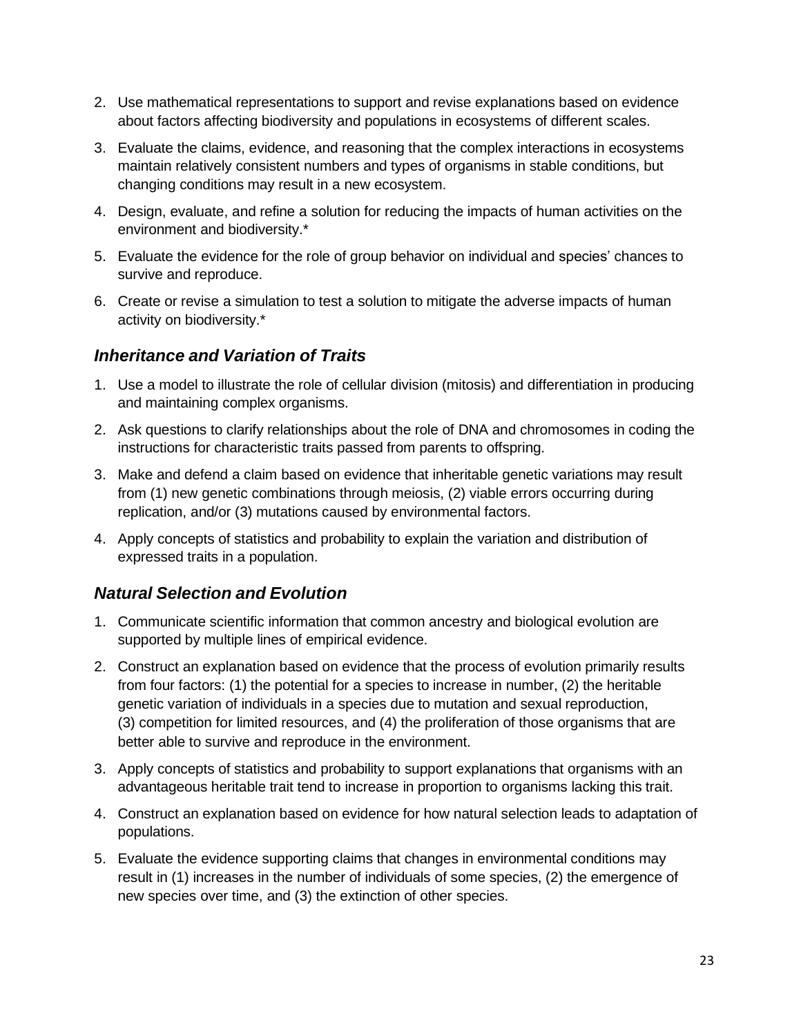2. Use mathematical representations to support and revise explanations based on evidence about factors affecting biodiversity and populations in ecosystems of different scales.
3. Evaluate the claims, evidence, and reasoning that the complex interactions in ecosystems maintain relatively consistent numbers and types of organisms in stable conditions, but changing conditions may result in a new ecosystem.
4. Design, evaluate, and refine a solution for reducing the impacts of human activities on the environment and biodiversity.*
5. Evaluate the evidence for the role of group behavior on individual and species' chances to survive and reproduce.
6. Create or revise a simulation to test a solution to mitigate the adverse impacts of human activity on biodiversity.*

### *Inheritance and Variation of Traits*

1. Use a model to illustrate the role of cellular division (mitosis) and differentiation in producing and maintaining complex organisms.
2. Ask questions to clarify relationships about the role of DNA and chromosomes in coding the instructions for characteristic traits passed from parents to offspring.
3. Make and defend a claim based on evidence that inheritable genetic variations may result from (1) new genetic combinations through meiosis, (2) viable errors occurring during replication, and/or (3) mutations caused by environmental factors.
4. Apply concepts of statistics and probability to explain the variation and distribution of expressed traits in a population.

### *Natural Selection and Evolution*

1. Communicate scientific information that common ancestry and biological evolution are supported by multiple lines of empirical evidence.
2. Construct an explanation based on evidence that the process of evolution primarily results from four factors: (1) the potential for a species to increase in number, (2) the heritable genetic variation of individuals in a species due to mutation and sexual reproduction, (3) competition for limited resources, and (4) the proliferation of those organisms that are better able to survive and reproduce in the environment.
3. Apply concepts of statistics and probability to support explanations that organisms with an advantageous heritable trait tend to increase in proportion to organisms lacking this trait.
4. Construct an explanation based on evidence for how natural selection leads to adaptation of populations.
5. Evaluate the evidence supporting claims that changes in environmental conditions may result in (1) increases in the number of individuals of some species, (2) the emergence of new species over time, and (3) the extinction of other species.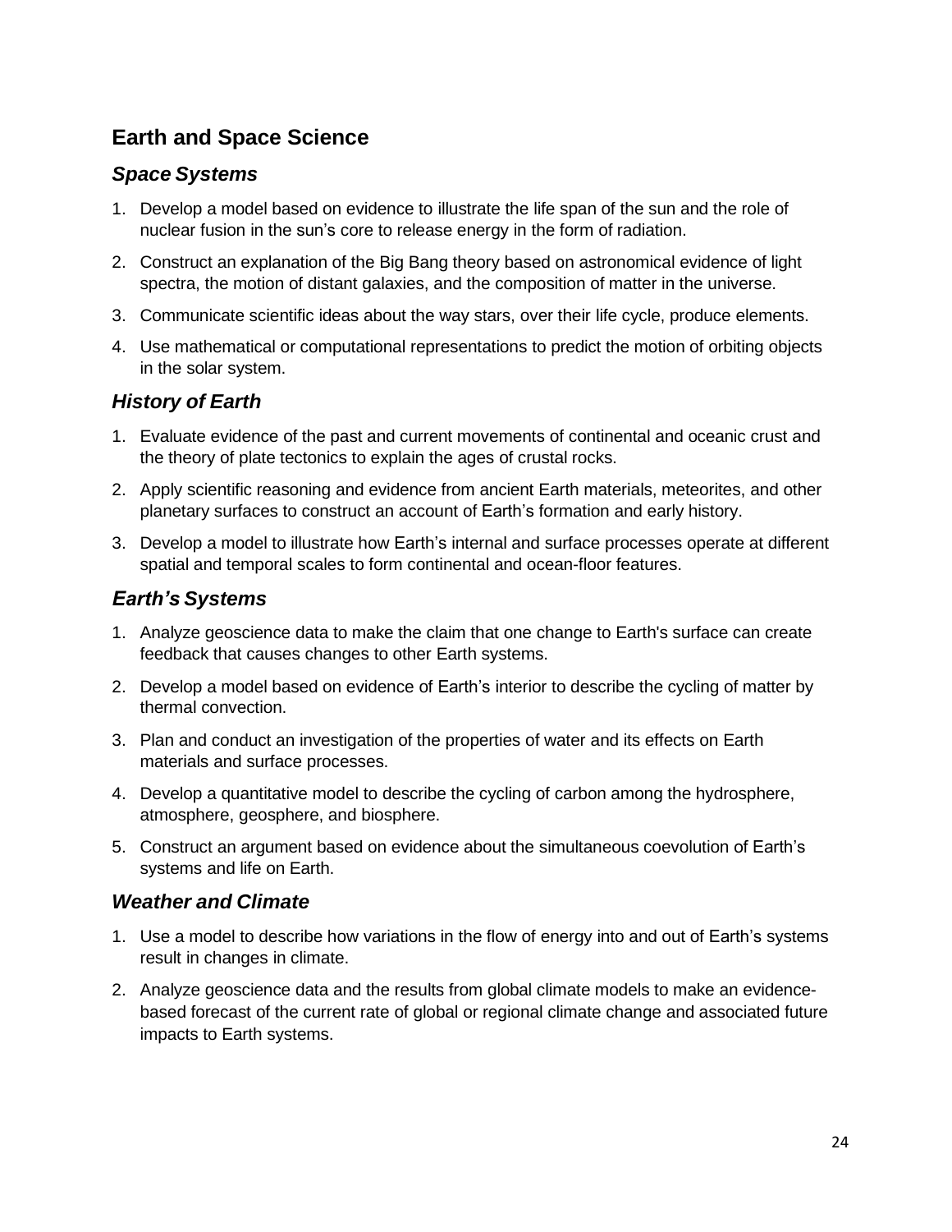## Earth and Space Science

### *Space Systems*

1. Develop a model based on evidence to illustrate the life span of the sun and the role of nuclear fusion in the sun's core to release energy in the form of radiation.
2. Construct an explanation of the Big Bang theory based on astronomical evidence of light spectra, the motion of distant galaxies, and the composition of matter in the universe.
3. Communicate scientific ideas about the way stars, over their life cycle, produce elements.
4. Use mathematical or computational representations to predict the motion of orbiting objects in the solar system.

### *History of Earth*

1. Evaluate evidence of the past and current movements of continental and oceanic crust and the theory of plate tectonics to explain the ages of crustal rocks.
2. Apply scientific reasoning and evidence from ancient Earth materials, meteorites, and other planetary surfaces to construct an account of Earth's formation and early history.
3. Develop a model to illustrate how Earth's internal and surface processes operate at different spatial and temporal scales to form continental and ocean-floor features.

### *Earth's Systems*

1. Analyze geoscience data to make the claim that one change to Earth's surface can create feedback that causes changes to other Earth systems.
2. Develop a model based on evidence of Earth's interior to describe the cycling of matter by thermal convection.
3. Plan and conduct an investigation of the properties of water and its effects on Earth materials and surface processes.
4. Develop a quantitative model to describe the cycling of carbon among the hydrosphere, atmosphere, geosphere, and biosphere.
5. Construct an argument based on evidence about the simultaneous coevolution of Earth's systems and life on Earth.

### *Weather and Climate*

1. Use a model to describe how variations in the flow of energy into and out of Earth's systems result in changes in climate.
2. Analyze geoscience data and the results from global climate models to make an evidence-based forecast of the current rate of global or regional climate change and associated future impacts to Earth systems.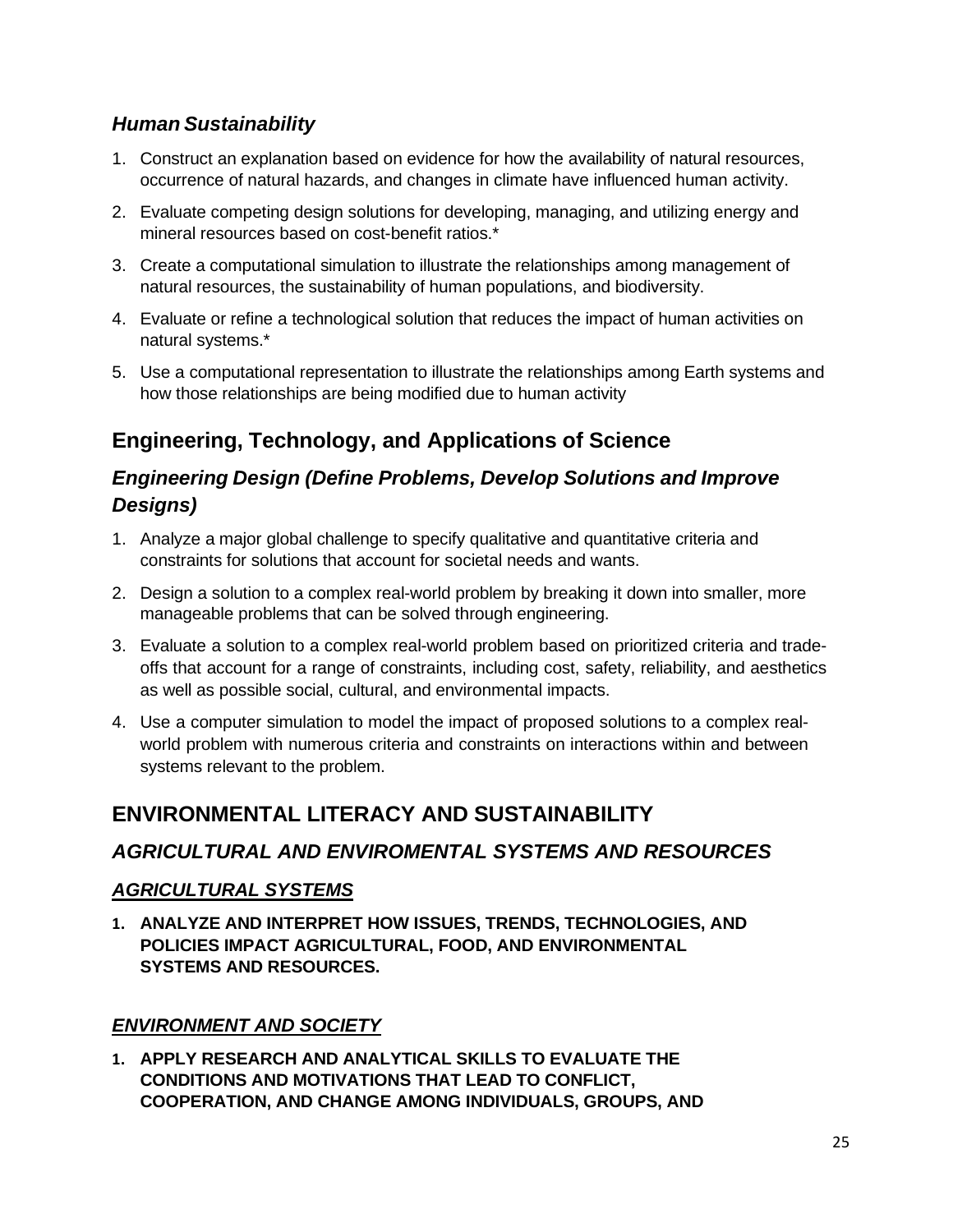### *Human Sustainability*

1. Construct an explanation based on evidence for how the availability of natural resources, occurrence of natural hazards, and changes in climate have influenced human activity.
2. Evaluate competing design solutions for developing, managing, and utilizing energy and mineral resources based on cost-benefit ratios.*
3. Create a computational simulation to illustrate the relationships among management of natural resources, the sustainability of human populations, and biodiversity.
4. Evaluate or refine a technological solution that reduces the impact of human activities on natural systems.*
5. Use a computational representation to illustrate the relationships among Earth systems and how those relationships are being modified due to human activity

## Engineering, Technology, and Applications of Science

### *Engineering Design (Define Problems, Develop Solutions and Improve Designs)*

1. Analyze a major global challenge to specify qualitative and quantitative criteria and constraints for solutions that account for societal needs and wants.
2. Design a solution to a complex real-world problem by breaking it down into smaller, more manageable problems that can be solved through engineering.
3. Evaluate a solution to a complex real-world problem based on prioritized criteria and trade-offs that account for a range of constraints, including cost, safety, reliability, and aesthetics as well as possible social, cultural, and environmental impacts.
4. Use a computer simulation to model the impact of proposed solutions to a complex real-world problem with numerous criteria and constraints on interactions within and between systems relevant to the problem.

## ENVIRONMENTAL LITERACY AND SUSTAINABILITY

### *AGRICULTURAL AND ENVIROMENTAL SYSTEMS AND RESOURCES*

#### ***AGRICULTURAL SYSTEMS***

1. **ANALYZE AND INTERPRET HOW ISSUES, TRENDS, TECHNOLOGIES, AND POLICIES IMPACT AGRICULTURAL, FOOD, AND ENVIRONMENTAL SYSTEMS AND RESOURCES.**

#### ***ENVIRONMENT AND SOCIETY***

1. **APPLY RESEARCH AND ANALYTICAL SKILLS TO EVALUATE THE CONDITIONS AND MOTIVATIONS THAT LEAD TO CONFLICT, COOPERATION, AND CHANGE AMONG INDIVIDUALS, GROUPS, AND**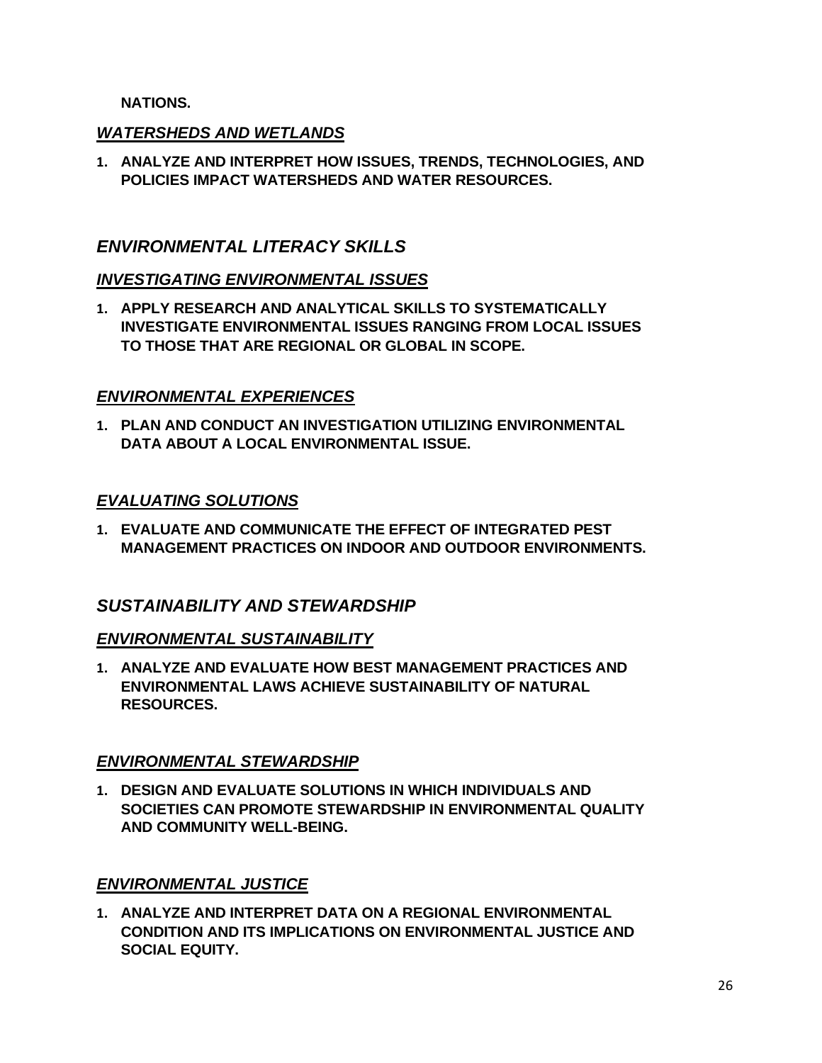**NATIONS.**

### *WATERSHEDS AND WETLANDS*

1. **ANALYZE AND INTERPRET HOW ISSUES, TRENDS, TECHNOLOGIES, AND POLICIES IMPACT WATERSHEDS AND WATER RESOURCES.**

## *ENVIRONMENTAL LITERACY SKILLS*

### *INVESTIGATING ENVIRONMENTAL ISSUES*

1. **APPLY RESEARCH AND ANALYTICAL SKILLS TO SYSTEMATICALLY INVESTIGATE ENVIRONMENTAL ISSUES RANGING FROM LOCAL ISSUES TO THOSE THAT ARE REGIONAL OR GLOBAL IN SCOPE.**

### *ENVIRONMENTAL EXPERIENCES*

1. **PLAN AND CONDUCT AN INVESTIGATION UTILIZING ENVIRONMENTAL DATA ABOUT A LOCAL ENVIRONMENTAL ISSUE.**

### *EVALUATING SOLUTIONS*

1. **EVALUATE AND COMMUNICATE THE EFFECT OF INTEGRATED PEST MANAGEMENT PRACTICES ON INDOOR AND OUTDOOR ENVIRONMENTS.**

## *SUSTAINABILITY AND STEWARDSHIP*

### *ENVIRONMENTAL SUSTAINABILITY*

1. **ANALYZE AND EVALUATE HOW BEST MANAGEMENT PRACTICES AND ENVIRONMENTAL LAWS ACHIEVE SUSTAINABILITY OF NATURAL RESOURCES.**

### *ENVIRONMENTAL STEWARDSHIP*

1. **DESIGN AND EVALUATE SOLUTIONS IN WHICH INDIVIDUALS AND SOCIETIES CAN PROMOTE STEWARDSHIP IN ENVIRONMENTAL QUALITY AND COMMUNITY WELL-BEING.**

### *ENVIRONMENTAL JUSTICE*

1. **ANALYZE AND INTERPRET DATA ON A REGIONAL ENVIRONMENTAL CONDITION AND ITS IMPLICATIONS ON ENVIRONMENTAL JUSTICE AND SOCIAL EQUITY.**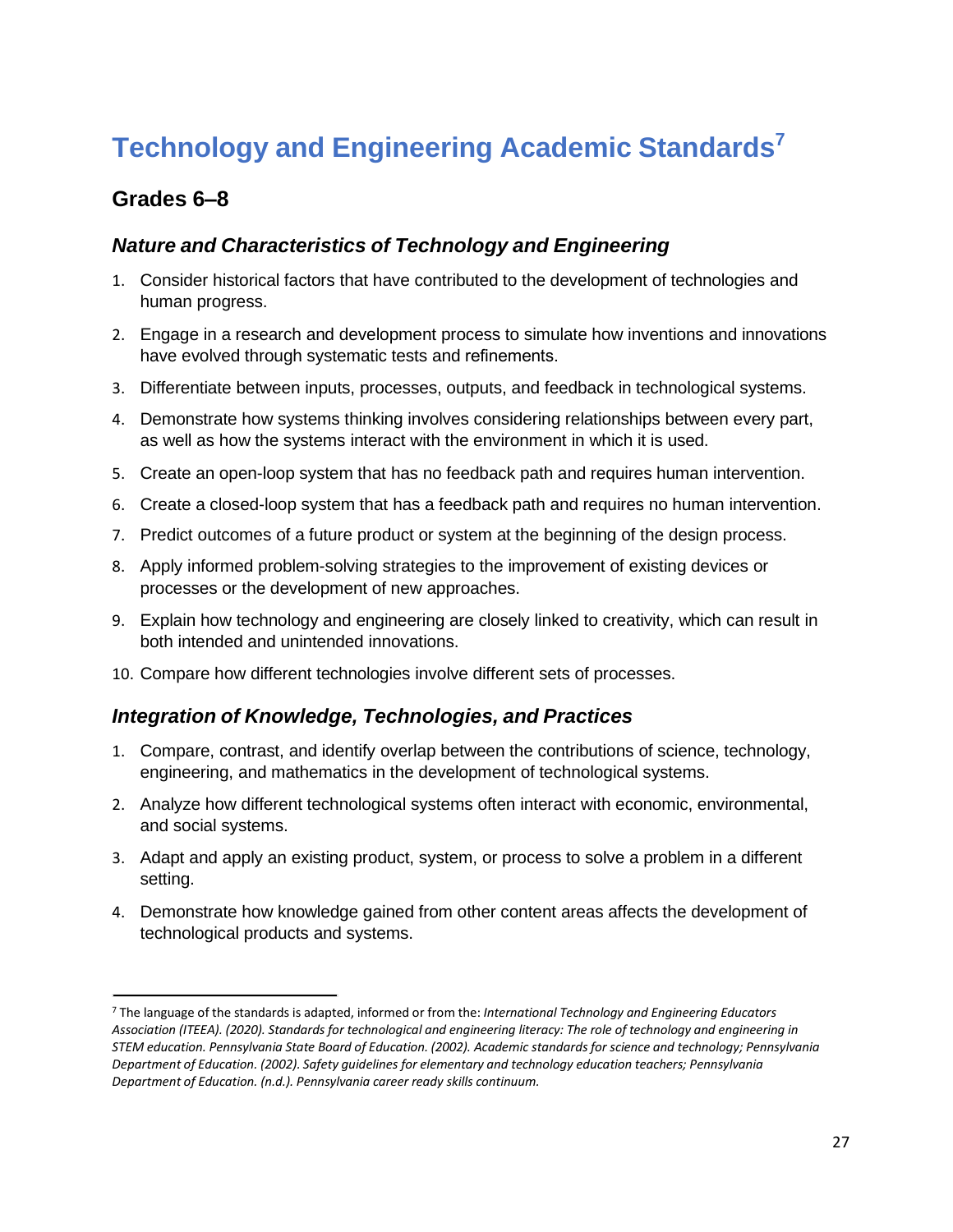# Technology and Engineering Academic Standards[7]

## Grades 6–8

### *Nature and Characteristics of Technology and Engineering*

1. Consider historical factors that have contributed to the development of technologies and human progress.
2. Engage in a research and development process to simulate how inventions and innovations have evolved through systematic tests and refinements.
3. Differentiate between inputs, processes, outputs, and feedback in technological systems.
4. Demonstrate how systems thinking involves considering relationships between every part, as well as how the systems interact with the environment in which it is used.
5. Create an open-loop system that has no feedback path and requires human intervention.
6. Create a closed-loop system that has a feedback path and requires no human intervention.
7. Predict outcomes of a future product or system at the beginning of the design process.
8. Apply informed problem-solving strategies to the improvement of existing devices or processes or the development of new approaches.
9. Explain how technology and engineering are closely linked to creativity, which can result in both intended and unintended innovations.
10. Compare how different technologies involve different sets of processes.

### *Integration of Knowledge, Technologies, and Practices*

1. Compare, contrast, and identify overlap between the contributions of science, technology, engineering, and mathematics in the development of technological systems.
2. Analyze how different technological systems often interact with economic, environmental, and social systems.
3. Adapt and apply an existing product, system, or process to solve a problem in a different setting.
4. Demonstrate how knowledge gained from other content areas affects the development of technological products and systems.

---

[7] The language of the standards is adapted, informed or from the: *International Technology and Engineering Educators Association (ITEEA). (2020). Standards for technological and engineering literacy: The role of technology and engineering in STEM education. Pennsylvania State Board of Education. (2002). Academic standards for science and technology; Pennsylvania Department of Education. (2002). Safety guidelines for elementary and technology education teachers; Pennsylvania Department of Education. (n.d.). Pennsylvania career ready skills continuum.*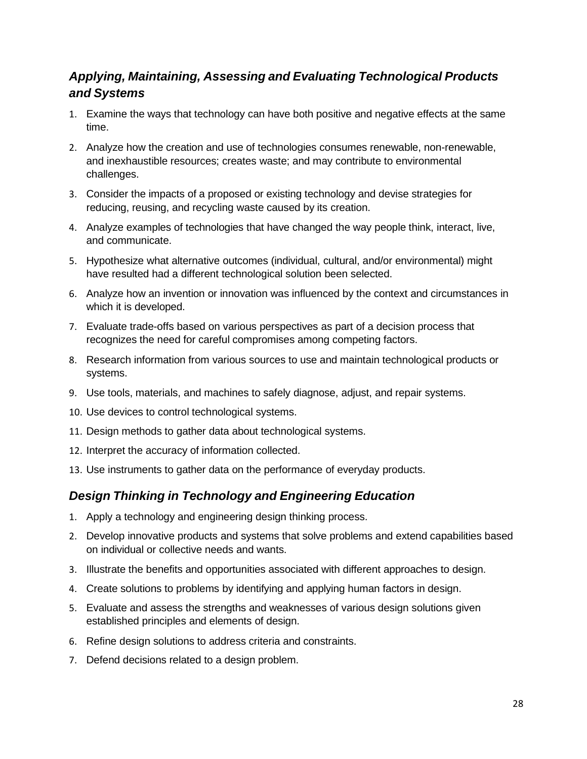### *Applying, Maintaining, Assessing and Evaluating Technological Products and Systems*

1. Examine the ways that technology can have both positive and negative effects at the same time.
2. Analyze how the creation and use of technologies consumes renewable, non-renewable, and inexhaustible resources; creates waste; and may contribute to environmental challenges.
3. Consider the impacts of a proposed or existing technology and devise strategies for reducing, reusing, and recycling waste caused by its creation.
4. Analyze examples of technologies that have changed the way people think, interact, live, and communicate.
5. Hypothesize what alternative outcomes (individual, cultural, and/or environmental) might have resulted had a different technological solution been selected.
6. Analyze how an invention or innovation was influenced by the context and circumstances in which it is developed.
7. Evaluate trade-offs based on various perspectives as part of a decision process that recognizes the need for careful compromises among competing factors.
8. Research information from various sources to use and maintain technological products or systems.
9. Use tools, materials, and machines to safely diagnose, adjust, and repair systems.
10. Use devices to control technological systems.
11. Design methods to gather data about technological systems.
12. Interpret the accuracy of information collected.
13. Use instruments to gather data on the performance of everyday products.

### *Design Thinking in Technology and Engineering Education*

1. Apply a technology and engineering design thinking process.
2. Develop innovative products and systems that solve problems and extend capabilities based on individual or collective needs and wants.
3. Illustrate the benefits and opportunities associated with different approaches to design.
4. Create solutions to problems by identifying and applying human factors in design.
5. Evaluate and assess the strengths and weaknesses of various design solutions given established principles and elements of design.
6. Refine design solutions to address criteria and constraints.
7. Defend decisions related to a design problem.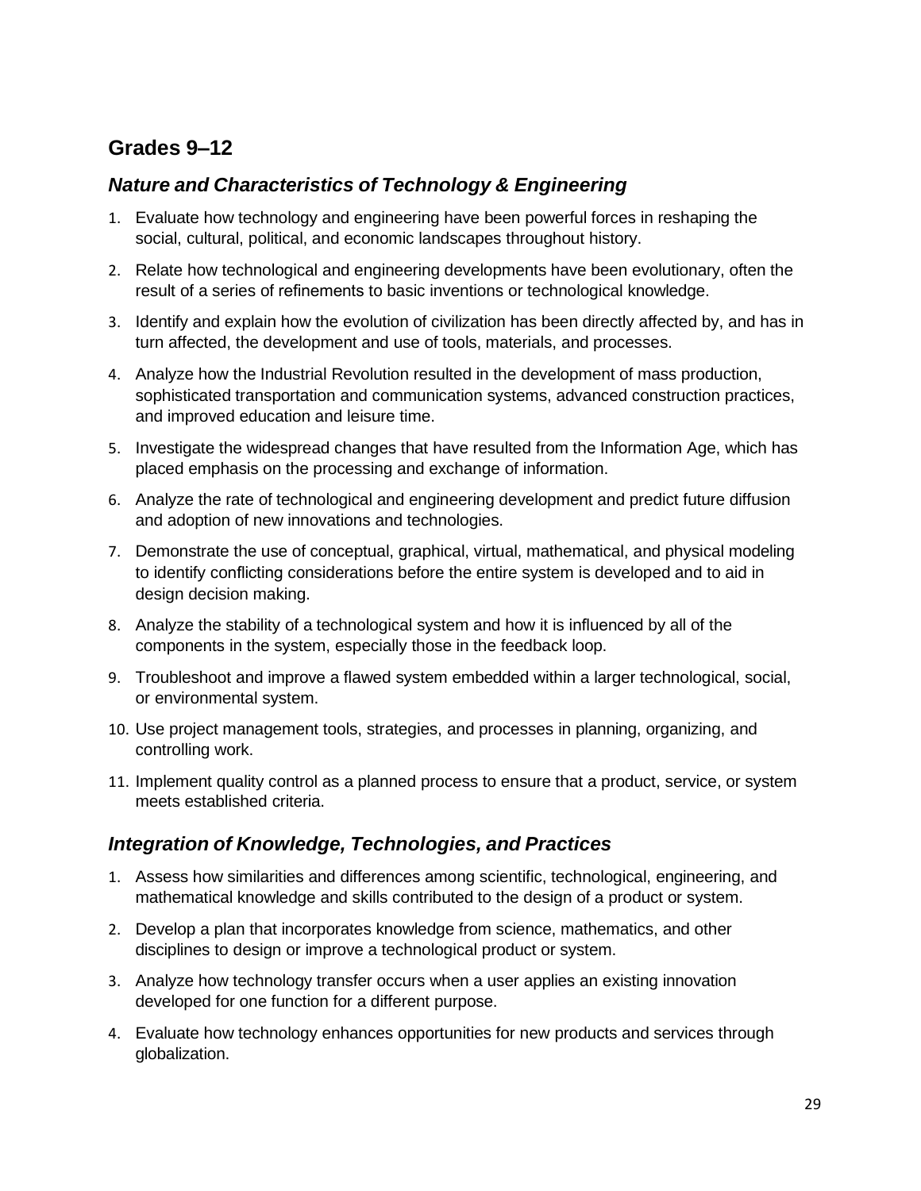## Grades 9–12

### *Nature and Characteristics of Technology & Engineering*

1. Evaluate how technology and engineering have been powerful forces in reshaping the social, cultural, political, and economic landscapes throughout history.
2. Relate how technological and engineering developments have been evolutionary, often the result of a series of refinements to basic inventions or technological knowledge.
3. Identify and explain how the evolution of civilization has been directly affected by, and has in turn affected, the development and use of tools, materials, and processes.
4. Analyze how the Industrial Revolution resulted in the development of mass production, sophisticated transportation and communication systems, advanced construction practices, and improved education and leisure time.
5. Investigate the widespread changes that have resulted from the Information Age, which has placed emphasis on the processing and exchange of information.
6. Analyze the rate of technological and engineering development and predict future diffusion and adoption of new innovations and technologies.
7. Demonstrate the use of conceptual, graphical, virtual, mathematical, and physical modeling to identify conflicting considerations before the entire system is developed and to aid in design decision making.
8. Analyze the stability of a technological system and how it is influenced by all of the components in the system, especially those in the feedback loop.
9. Troubleshoot and improve a flawed system embedded within a larger technological, social, or environmental system.
10. Use project management tools, strategies, and processes in planning, organizing, and controlling work.
11. Implement quality control as a planned process to ensure that a product, service, or system meets established criteria.

### *Integration of Knowledge, Technologies, and Practices*

1. Assess how similarities and differences among scientific, technological, engineering, and mathematical knowledge and skills contributed to the design of a product or system.
2. Develop a plan that incorporates knowledge from science, mathematics, and other disciplines to design or improve a technological product or system.
3. Analyze how technology transfer occurs when a user applies an existing innovation developed for one function for a different purpose.
4. Evaluate how technology enhances opportunities for new products and services through globalization.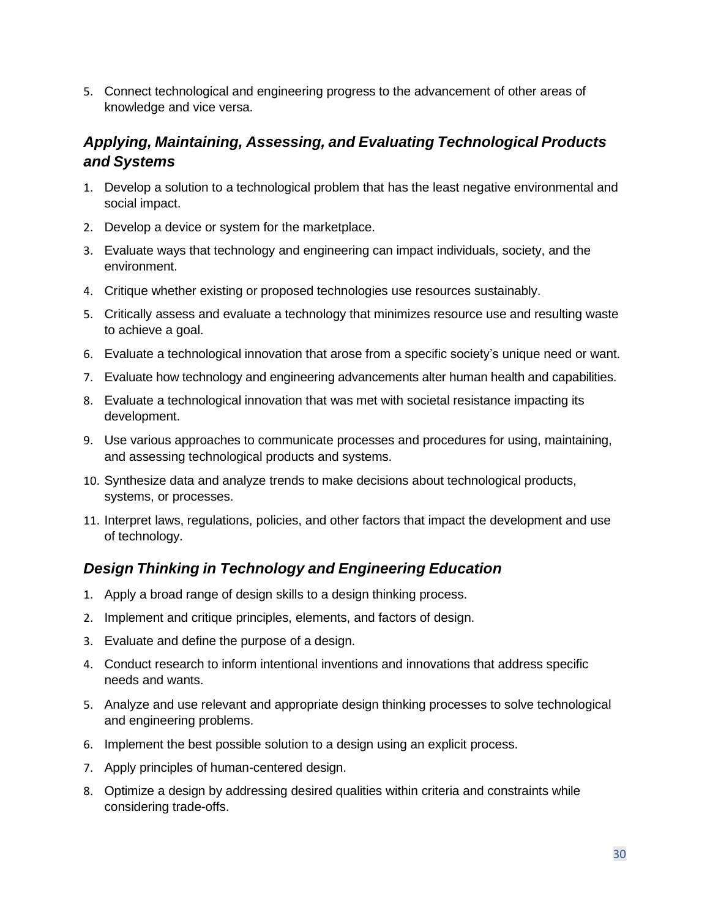5. Connect technological and engineering progress to the advancement of other areas of knowledge and vice versa.

### *Applying, Maintaining, Assessing, and Evaluating Technological Products and Systems*

1. Develop a solution to a technological problem that has the least negative environmental and social impact.
2. Develop a device or system for the marketplace.
3. Evaluate ways that technology and engineering can impact individuals, society, and the environment.
4. Critique whether existing or proposed technologies use resources sustainably.
5. Critically assess and evaluate a technology that minimizes resource use and resulting waste to achieve a goal.
6. Evaluate a technological innovation that arose from a specific society's unique need or want.
7. Evaluate how technology and engineering advancements alter human health and capabilities.
8. Evaluate a technological innovation that was met with societal resistance impacting its development.
9. Use various approaches to communicate processes and procedures for using, maintaining, and assessing technological products and systems.
10. Synthesize data and analyze trends to make decisions about technological products, systems, or processes.
11. Interpret laws, regulations, policies, and other factors that impact the development and use of technology.

### *Design Thinking in Technology and Engineering Education*

1. Apply a broad range of design skills to a design thinking process.
2. Implement and critique principles, elements, and factors of design.
3. Evaluate and define the purpose of a design.
4. Conduct research to inform intentional inventions and innovations that address specific needs and wants.
5. Analyze and use relevant and appropriate design thinking processes to solve technological and engineering problems.
6. Implement the best possible solution to a design using an explicit process.
7. Apply principles of human-centered design.
8. Optimize a design by addressing desired qualities within criteria and constraints while considering trade-offs.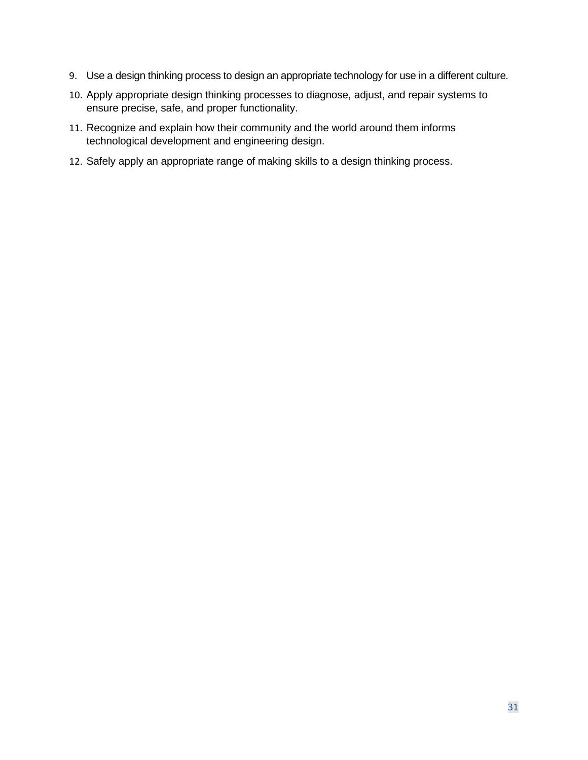9. Use a design thinking process to design an appropriate technology for use in a different culture.
10. Apply appropriate design thinking processes to diagnose, adjust, and repair systems to ensure precise, safe, and proper functionality.
11. Recognize and explain how their community and the world around them informs technological development and engineering design.
12. Safely apply an appropriate range of making skills to a design thinking process.